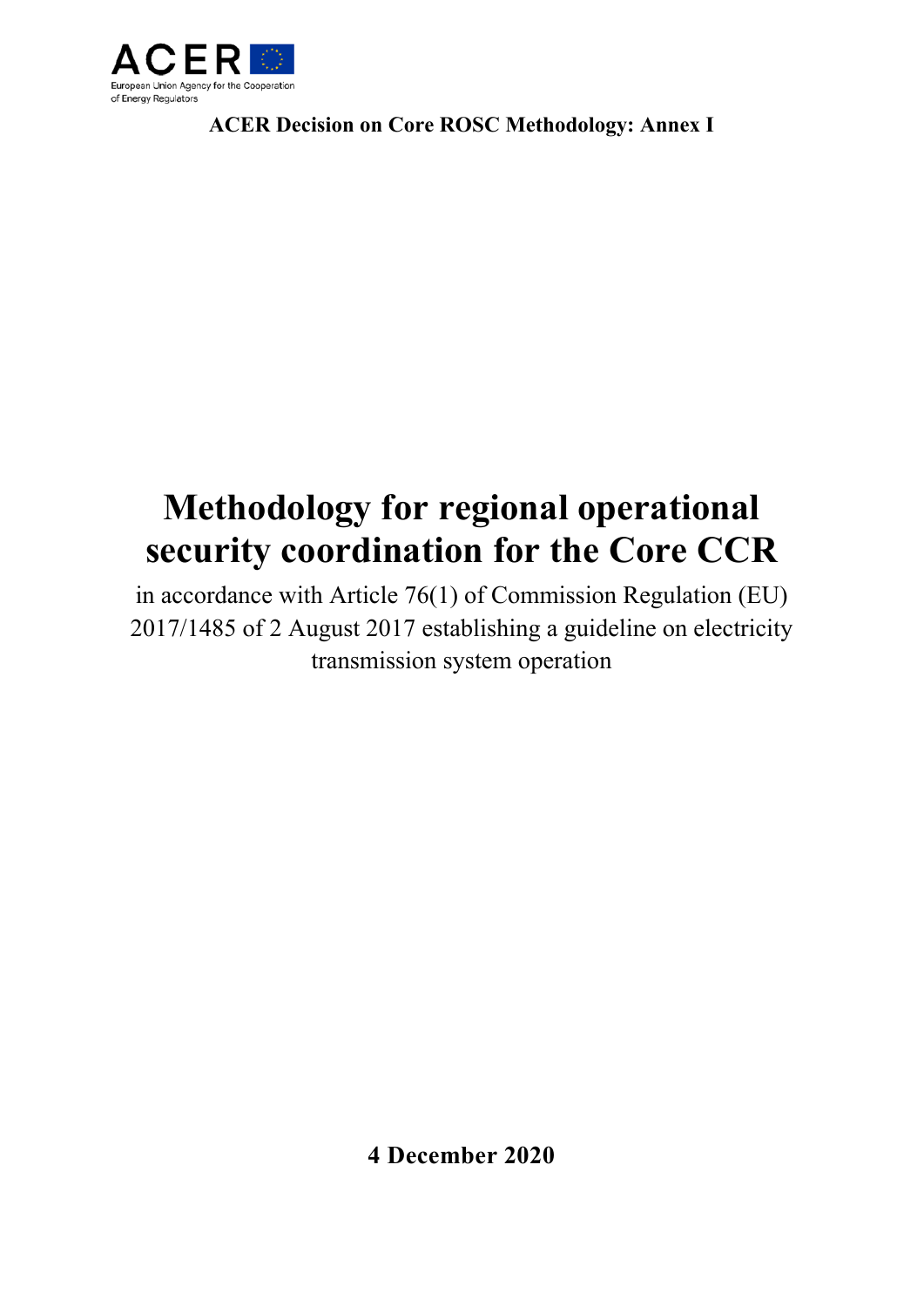ACER

European Union Agency for the Cooperation of Energy Regulators

**ACER Decision on Core ROSC Methodology: Annex I**

# Methodology for regional operational security coordination for the Core CCR

in accordance with Article 76(1) of Commission Regulation (EU) 2017/1485 of 2 August 2017 establishing a guideline on electricity transmission system operation

**4 December 2020**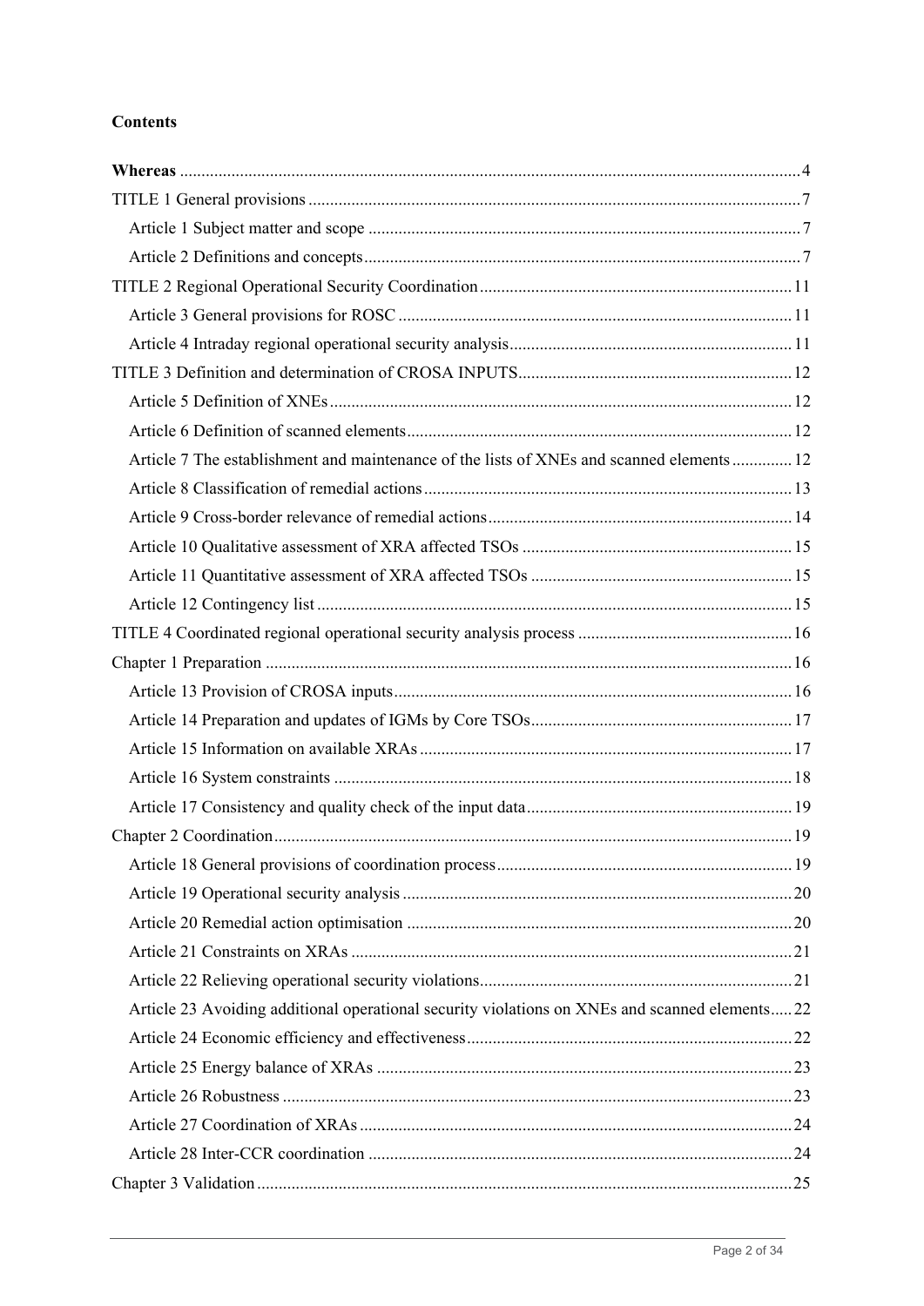**Contents**

**Whereas** ....................................................................................................................................4

TITLE 1 General provisions ..................................................................................................................7

Article 1 Subject matter and scope ....................................................................................................7

Article 2 Definitions and concepts.....................................................................................................7

TITLE 2 Regional Operational Security Coordination.........................................................................11

Article 3 General provisions for ROSC ...........................................................................................11

Article 4 Intraday regional operational security analysis..................................................................11

TITLE 3 Definition and determination of CROSA INPUTS................................................................12

Article 5 Definition of XNEs...........................................................................................................12

Article 6 Definition of scanned elements..........................................................................................12

Article 7 The establishment and maintenance of the lists of XNEs and scanned elements ..............12

Article 8 Classification of remedial actions......................................................................................13

Article 9 Cross-border relevance of remedial actions.......................................................................14

Article 10 Qualitative assessment of XRA affected TSOs ...............................................................15

Article 11 Quantitative assessment of XRA affected TSOs .............................................................15

Article 12 Contingency list ..............................................................................................................15

TITLE 4 Coordinated regional operational security analysis process ..................................................16

Chapter 1 Preparation ..........................................................................................................................16

Article 13 Provision of CROSA inputs............................................................................................16

Article 14 Preparation and updates of IGMs by Core TSOs.............................................................17

Article 15 Information on available XRAs.......................................................................................17

Article 16 System constraints ..........................................................................................................18

Article 17 Consistency and quality check of the input data..............................................................19

Chapter 2 Coordination........................................................................................................................19

Article 18 General provisions of coordination process....................................................................19

Article 19 Operational security analysis ..........................................................................................20

Article 20 Remedial action optimisation ..........................................................................................20

Article 21 Constraints on XRAs ......................................................................................................21

Article 22 Relieving operational security violations........................................................................21

Article 23 Avoiding additional operational security violations on XNEs and scanned elements.....22

Article 24 Economic efficiency and effectiveness............................................................................22

Article 25 Energy balance of XRAs ................................................................................................23

Article 26 Robustness ......................................................................................................................23

Article 27 Coordination of XRAs ....................................................................................................24

Article 28 Inter-CCR coordination ..................................................................................................24

Chapter 3 Validation ...........................................................................................................................25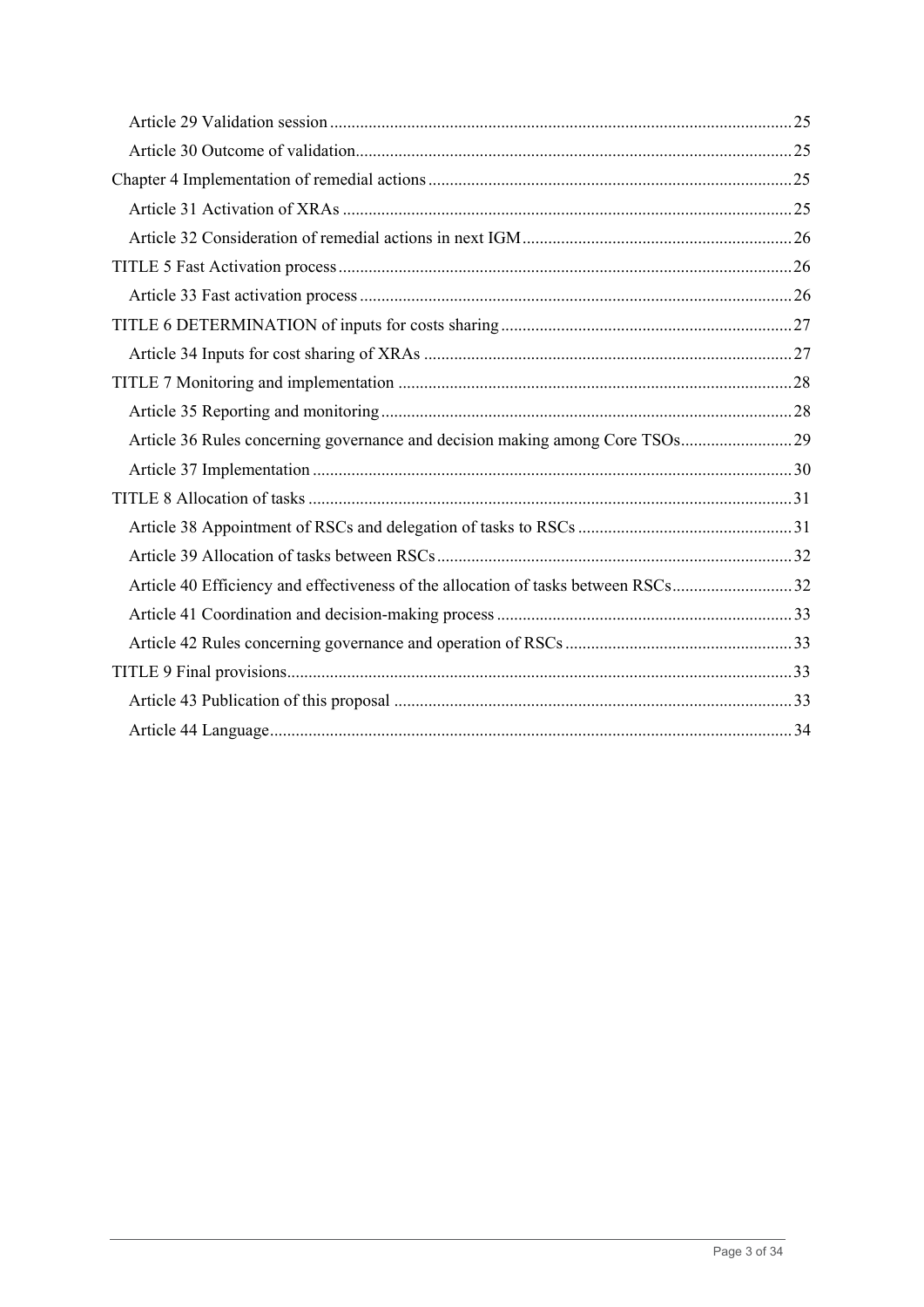Article 29 Validation session ... 25

Article 30 Outcome of validation ... 25

Chapter 4 Implementation of remedial actions ... 25

Article 31 Activation of XRAs ... 25

Article 32 Consideration of remedial actions in next IGM ... 26

TITLE 5 Fast Activation process ... 26

Article 33 Fast activation process ... 26

TITLE 6 DETERMINATION of inputs for costs sharing ... 27

Article 34 Inputs for cost sharing of XRAs ... 27

TITLE 7 Monitoring and implementation ... 28

Article 35 Reporting and monitoring ... 28

Article 36 Rules concerning governance and decision making among Core TSOs ... 29

Article 37 Implementation ... 30

TITLE 8 Allocation of tasks ... 31

Article 38 Appointment of RSCs and delegation of tasks to RSCs ... 31

Article 39 Allocation of tasks between RSCs ... 32

Article 40 Efficiency and effectiveness of the allocation of tasks between RSCs ... 32

Article 41 Coordination and decision-making process ... 33

Article 42 Rules concerning governance and operation of RSCs ... 33

TITLE 9 Final provisions ... 33

Article 43 Publication of this proposal ... 33

Article 44 Language ... 34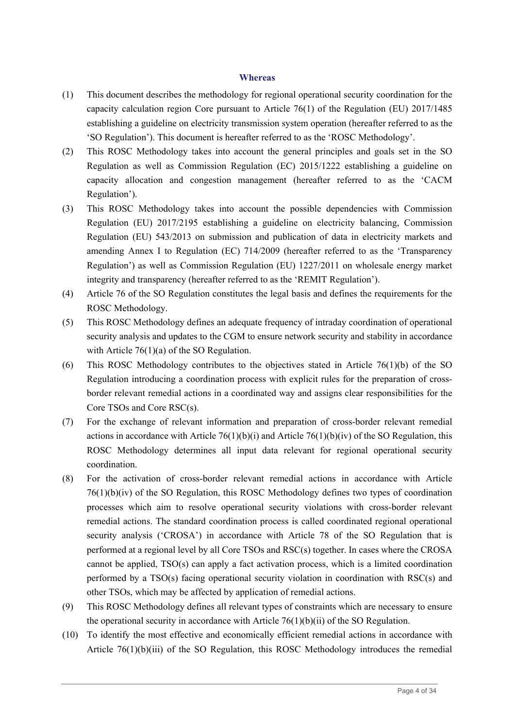## Whereas

(1) This document describes the methodology for regional operational security coordination for the capacity calculation region Core pursuant to Article 76(1) of the Regulation (EU) 2017/1485 establishing a guideline on electricity transmission system operation (hereafter referred to as the 'SO Regulation'). This document is hereafter referred to as the 'ROSC Methodology'.

(2) This ROSC Methodology takes into account the general principles and goals set in the SO Regulation as well as Commission Regulation (EC) 2015/1222 establishing a guideline on capacity allocation and congestion management (hereafter referred to as the 'CACM Regulation').

(3) This ROSC Methodology takes into account the possible dependencies with Commission Regulation (EU) 2017/2195 establishing a guideline on electricity balancing, Commission Regulation (EU) 543/2013 on submission and publication of data in electricity markets and amending Annex I to Regulation (EC) 714/2009 (hereafter referred to as the 'Transparency Regulation') as well as Commission Regulation (EU) 1227/2011 on wholesale energy market integrity and transparency (hereafter referred to as the 'REMIT Regulation').

(4) Article 76 of the SO Regulation constitutes the legal basis and defines the requirements for the ROSC Methodology.

(5) This ROSC Methodology defines an adequate frequency of intraday coordination of operational security analysis and updates to the CGM to ensure network security and stability in accordance with Article 76(1)(a) of the SO Regulation.

(6) This ROSC Methodology contributes to the objectives stated in Article 76(1)(b) of the SO Regulation introducing a coordination process with explicit rules for the preparation of cross-border relevant remedial actions in a coordinated way and assigns clear responsibilities for the Core TSOs and Core RSC(s).

(7) For the exchange of relevant information and preparation of cross-border relevant remedial actions in accordance with Article 76(1)(b)(i) and Article 76(1)(b)(iv) of the SO Regulation, this ROSC Methodology determines all input data relevant for regional operational security coordination.

(8) For the activation of cross-border relevant remedial actions in accordance with Article 76(1)(b)(iv) of the SO Regulation, this ROSC Methodology defines two types of coordination processes which aim to resolve operational security violations with cross-border relevant remedial actions. The standard coordination process is called coordinated regional operational security analysis ('CROSA') in accordance with Article 78 of the SO Regulation that is performed at a regional level by all Core TSOs and RSC(s) together. In cases where the CROSA cannot be applied, TSO(s) can apply a fact activation process, which is a limited coordination performed by a TSO(s) facing operational security violation in coordination with RSC(s) and other TSOs, which may be affected by application of remedial actions.

(9) This ROSC Methodology defines all relevant types of constraints which are necessary to ensure the operational security in accordance with Article 76(1)(b)(ii) of the SO Regulation.

(10) To identify the most effective and economically efficient remedial actions in accordance with Article 76(1)(b)(iii) of the SO Regulation, this ROSC Methodology introduces the remedial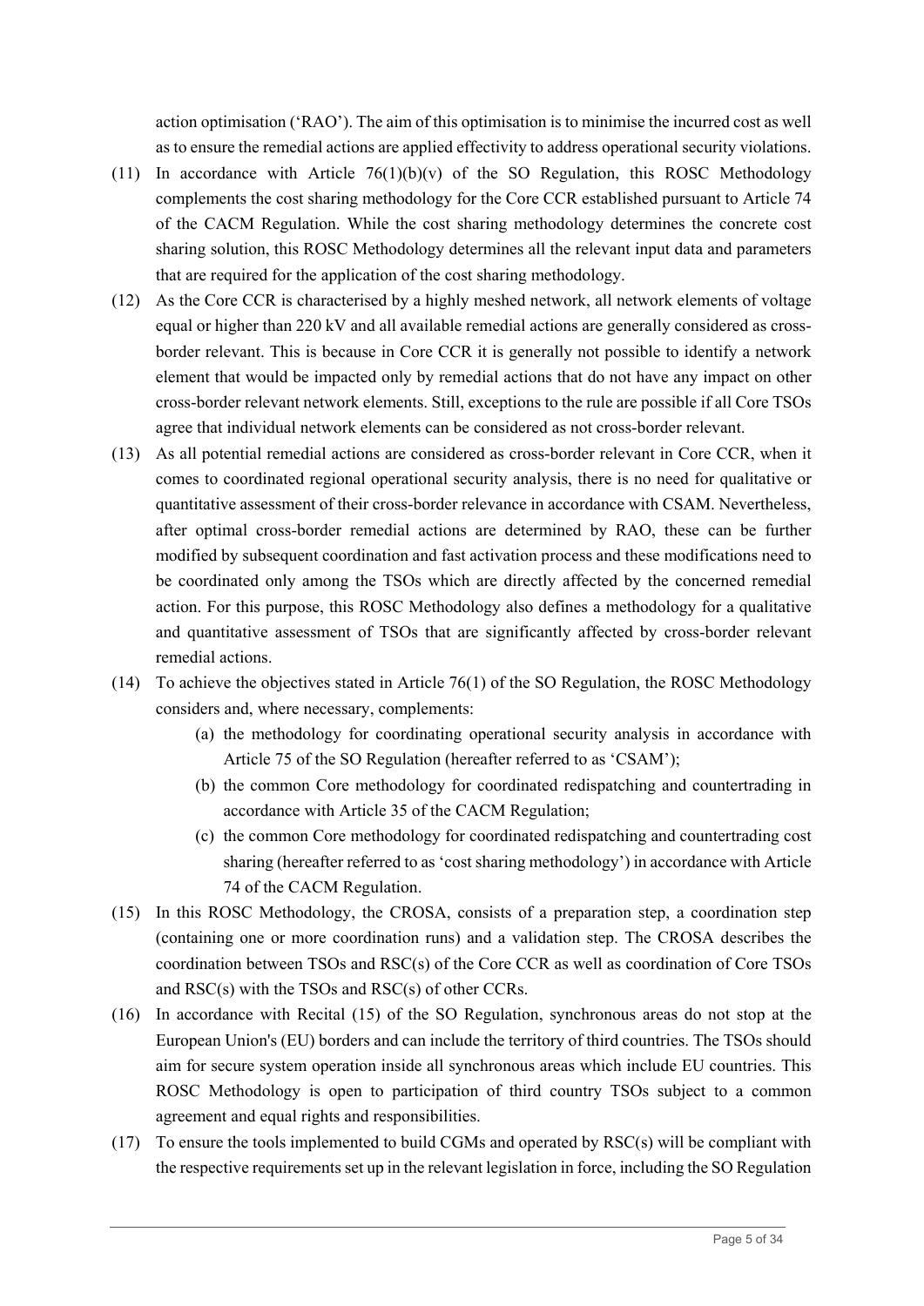action optimisation ('RAO'). The aim of this optimisation is to minimise the incurred cost as well as to ensure the remedial actions are applied effectivity to address operational security violations.

(11) In accordance with Article 76(1)(b)(v) of the SO Regulation, this ROSC Methodology complements the cost sharing methodology for the Core CCR established pursuant to Article 74 of the CACM Regulation. While the cost sharing methodology determines the concrete cost sharing solution, this ROSC Methodology determines all the relevant input data and parameters that are required for the application of the cost sharing methodology.

(12) As the Core CCR is characterised by a highly meshed network, all network elements of voltage equal or higher than 220 kV and all available remedial actions are generally considered as cross-border relevant. This is because in Core CCR it is generally not possible to identify a network element that would be impacted only by remedial actions that do not have any impact on other cross-border relevant network elements. Still, exceptions to the rule are possible if all Core TSOs agree that individual network elements can be considered as not cross-border relevant.

(13) As all potential remedial actions are considered as cross-border relevant in Core CCR, when it comes to coordinated regional operational security analysis, there is no need for qualitative or quantitative assessment of their cross-border relevance in accordance with CSAM. Nevertheless, after optimal cross-border remedial actions are determined by RAO, these can be further modified by subsequent coordination and fast activation process and these modifications need to be coordinated only among the TSOs which are directly affected by the concerned remedial action. For this purpose, this ROSC Methodology also defines a methodology for a qualitative and quantitative assessment of TSOs that are significantly affected by cross-border relevant remedial actions.

(14) To achieve the objectives stated in Article 76(1) of the SO Regulation, the ROSC Methodology considers and, where necessary, complements:

   (a) the methodology for coordinating operational security analysis in accordance with Article 75 of the SO Regulation (hereafter referred to as 'CSAM');

   (b) the common Core methodology for coordinated redispatching and countertrading in accordance with Article 35 of the CACM Regulation;

   (c) the common Core methodology for coordinated redispatching and countertrading cost sharing (hereafter referred to as 'cost sharing methodology') in accordance with Article 74 of the CACM Regulation.

(15) In this ROSC Methodology, the CROSA, consists of a preparation step, a coordination step (containing one or more coordination runs) and a validation step. The CROSA describes the coordination between TSOs and RSC(s) of the Core CCR as well as coordination of Core TSOs and RSC(s) with the TSOs and RSC(s) of other CCRs.

(16) In accordance with Recital (15) of the SO Regulation, synchronous areas do not stop at the European Union's (EU) borders and can include the territory of third countries. The TSOs should aim for secure system operation inside all synchronous areas which include EU countries. This ROSC Methodology is open to participation of third country TSOs subject to a common agreement and equal rights and responsibilities.

(17) To ensure the tools implemented to build CGMs and operated by RSC(s) will be compliant with the respective requirements set up in the relevant legislation in force, including the SO Regulation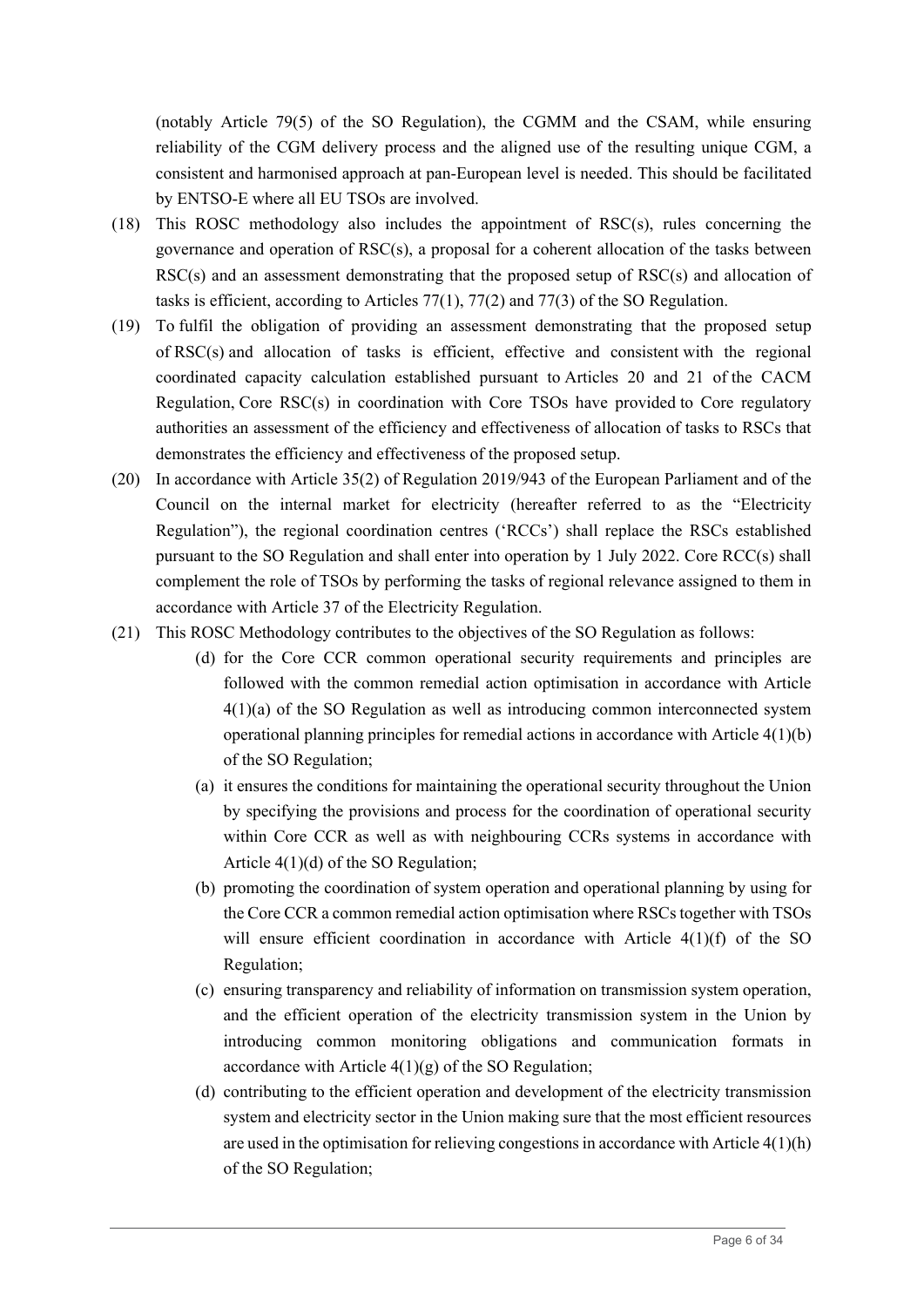(notably Article 79(5) of the SO Regulation), the CGMM and the CSAM, while ensuring reliability of the CGM delivery process and the aligned use of the resulting unique CGM, a consistent and harmonised approach at pan-European level is needed. This should be facilitated by ENTSO-E where all EU TSOs are involved.

(18) This ROSC methodology also includes the appointment of RSC(s), rules concerning the governance and operation of RSC(s), a proposal for a coherent allocation of the tasks between RSC(s) and an assessment demonstrating that the proposed setup of RSC(s) and allocation of tasks is efficient, according to Articles 77(1), 77(2) and 77(3) of the SO Regulation.

(19) To fulfil the obligation of providing an assessment demonstrating that the proposed setup of RSC(s) and allocation of tasks is efficient, effective and consistent with the regional coordinated capacity calculation established pursuant to Articles 20 and 21 of the CACM Regulation, Core RSC(s) in coordination with Core TSOs have provided to Core regulatory authorities an assessment of the efficiency and effectiveness of allocation of tasks to RSCs that demonstrates the efficiency and effectiveness of the proposed setup.

(20) In accordance with Article 35(2) of Regulation 2019/943 of the European Parliament and of the Council on the internal market for electricity (hereafter referred to as the "Electricity Regulation"), the regional coordination centres ('RCCs') shall replace the RSCs established pursuant to the SO Regulation and shall enter into operation by 1 July 2022. Core RCC(s) shall complement the role of TSOs by performing the tasks of regional relevance assigned to them in accordance with Article 37 of the Electricity Regulation.

(21) This ROSC Methodology contributes to the objectives of the SO Regulation as follows:

   (d) for the Core CCR common operational security requirements and principles are followed with the common remedial action optimisation in accordance with Article 4(1)(a) of the SO Regulation as well as introducing common interconnected system operational planning principles for remedial actions in accordance with Article 4(1)(b) of the SO Regulation;

   (a) it ensures the conditions for maintaining the operational security throughout the Union by specifying the provisions and process for the coordination of operational security within Core CCR as well as with neighbouring CCRs systems in accordance with Article 4(1)(d) of the SO Regulation;

   (b) promoting the coordination of system operation and operational planning by using for the Core CCR a common remedial action optimisation where RSCs together with TSOs will ensure efficient coordination in accordance with Article 4(1)(f) of the SO Regulation;

   (c) ensuring transparency and reliability of information on transmission system operation, and the efficient operation of the electricity transmission system in the Union by introducing common monitoring obligations and communication formats in accordance with Article 4(1)(g) of the SO Regulation;

   (d) contributing to the efficient operation and development of the electricity transmission system and electricity sector in the Union making sure that the most efficient resources are used in the optimisation for relieving congestions in accordance with Article 4(1)(h) of the SO Regulation;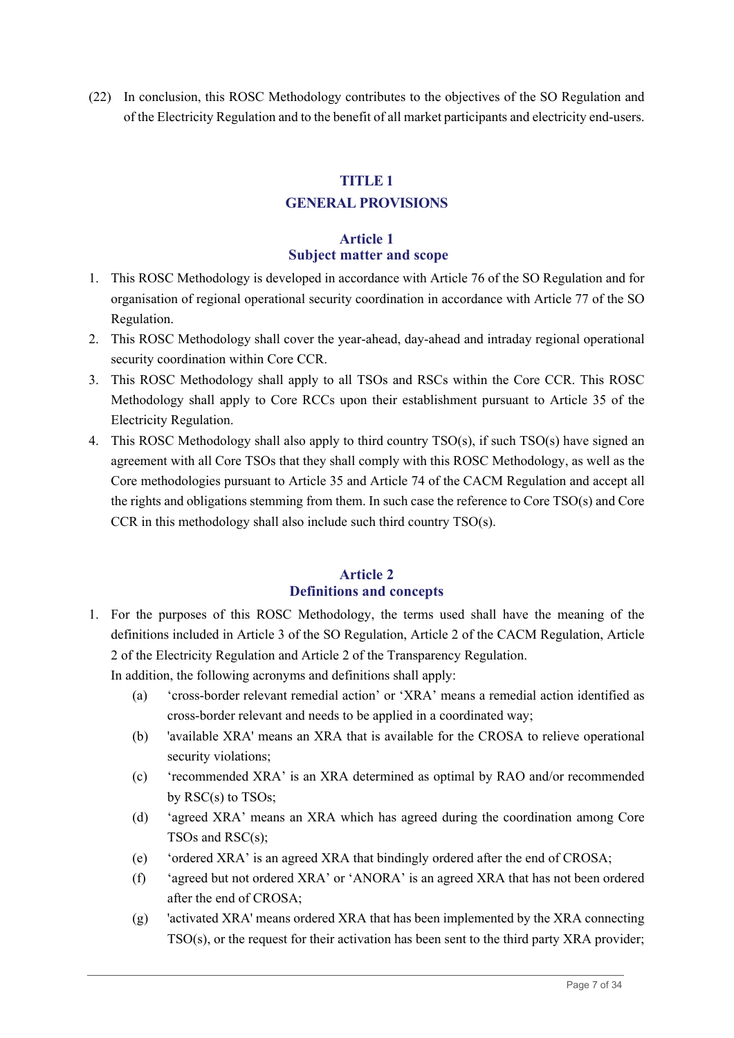(22) In conclusion, this ROSC Methodology contributes to the objectives of the SO Regulation and of the Electricity Regulation and to the benefit of all market participants and electricity end-users.

# TITLE 1
# GENERAL PROVISIONS

## Article 1
## Subject matter and scope

1. This ROSC Methodology is developed in accordance with Article 76 of the SO Regulation and for organisation of regional operational security coordination in accordance with Article 77 of the SO Regulation.
2. This ROSC Methodology shall cover the year-ahead, day-ahead and intraday regional operational security coordination within Core CCR.
3. This ROSC Methodology shall apply to all TSOs and RSCs within the Core CCR. This ROSC Methodology shall apply to Core RCCs upon their establishment pursuant to Article 35 of the Electricity Regulation.
4. This ROSC Methodology shall also apply to third country TSO(s), if such TSO(s) have signed an agreement with all Core TSOs that they shall comply with this ROSC Methodology, as well as the Core methodologies pursuant to Article 35 and Article 74 of the CACM Regulation and accept all the rights and obligations stemming from them. In such case the reference to Core TSO(s) and Core CCR in this methodology shall also include such third country TSO(s).

## Article 2
## Definitions and concepts

1. For the purposes of this ROSC Methodology, the terms used shall have the meaning of the definitions included in Article 3 of the SO Regulation, Article 2 of the CACM Regulation, Article 2 of the Electricity Regulation and Article 2 of the Transparency Regulation.
   In addition, the following acronyms and definitions shall apply:
   (a) 'cross-border relevant remedial action' or 'XRA' means a remedial action identified as cross-border relevant and needs to be applied in a coordinated way;
   (b) 'available XRA' means an XRA that is available for the CROSA to relieve operational security violations;
   (c) 'recommended XRA' is an XRA determined as optimal by RAO and/or recommended by RSC(s) to TSOs;
   (d) 'agreed XRA' means an XRA which has agreed during the coordination among Core TSOs and RSC(s);
   (e) 'ordered XRA' is an agreed XRA that bindingly ordered after the end of CROSA;
   (f) 'agreed but not ordered XRA' or 'ANORA' is an agreed XRA that has not been ordered after the end of CROSA;
   (g) 'activated XRA' means ordered XRA that has been implemented by the XRA connecting TSO(s), or the request for their activation has been sent to the third party XRA provider;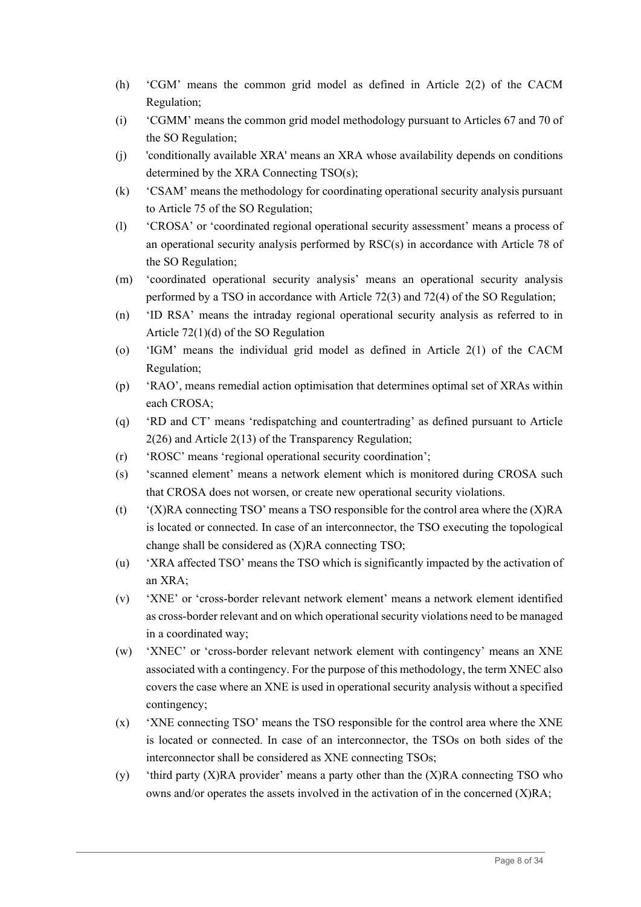(h) 'CGM' means the common grid model as defined in Article 2(2) of the CACM Regulation;

(i) 'CGMM' means the common grid model methodology pursuant to Articles 67 and 70 of the SO Regulation;

(j) 'conditionally available XRA' means an XRA whose availability depends on conditions determined by the XRA Connecting TSO(s);

(k) 'CSAM' means the methodology for coordinating operational security analysis pursuant to Article 75 of the SO Regulation;

(l) 'CROSA' or 'coordinated regional operational security assessment' means a process of an operational security analysis performed by RSC(s) in accordance with Article 78 of the SO Regulation;

(m) 'coordinated operational security analysis' means an operational security analysis performed by a TSO in accordance with Article 72(3) and 72(4) of the SO Regulation;

(n) 'ID RSA' means the intraday regional operational security analysis as referred to in Article 72(1)(d) of the SO Regulation

(o) 'IGM' means the individual grid model as defined in Article 2(1) of the CACM Regulation;

(p) 'RAO', means remedial action optimisation that determines optimal set of XRAs within each CROSA;

(q) 'RD and CT' means 'redispatching and countertrading' as defined pursuant to Article 2(26) and Article 2(13) of the Transparency Regulation;

(r) 'ROSC' means 'regional operational security coordination';

(s) 'scanned element' means a network element which is monitored during CROSA such that CROSA does not worsen, or create new operational security violations.

(t) '(X)RA connecting TSO' means a TSO responsible for the control area where the (X)RA is located or connected. In case of an interconnector, the TSO executing the topological change shall be considered as (X)RA connecting TSO;

(u) 'XRA affected TSO' means the TSO which is significantly impacted by the activation of an XRA;

(v) 'XNE' or 'cross-border relevant network element' means a network element identified as cross-border relevant and on which operational security violations need to be managed in a coordinated way;

(w) 'XNEC' or 'cross-border relevant network element with contingency' means an XNE associated with a contingency. For the purpose of this methodology, the term XNEC also covers the case where an XNE is used in operational security analysis without a specified contingency;

(x) 'XNE connecting TSO' means the TSO responsible for the control area where the XNE is located or connected. In case of an interconnector, the TSOs on both sides of the interconnector shall be considered as XNE connecting TSOs;

(y) 'third party (X)RA provider' means a party other than the (X)RA connecting TSO who owns and/or operates the assets involved in the activation of in the concerned (X)RA;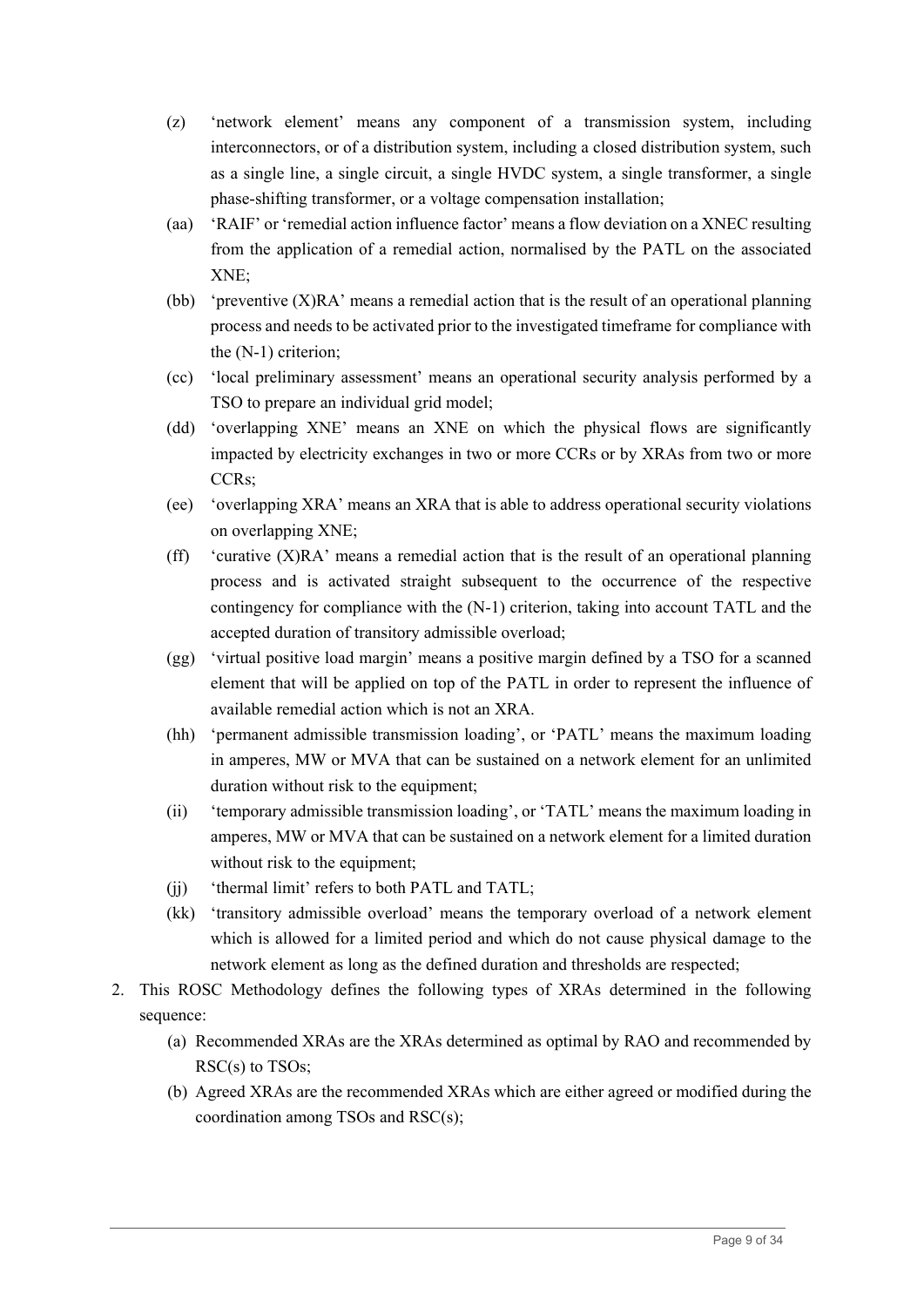(z) 'network element' means any component of a transmission system, including interconnectors, or of a distribution system, including a closed distribution system, such as a single line, a single circuit, a single HVDC system, a single transformer, a single phase-shifting transformer, or a voltage compensation installation;

(aa) 'RAIF' or 'remedial action influence factor' means a flow deviation on a XNEC resulting from the application of a remedial action, normalised by the PATL on the associated XNE;

(bb) 'preventive (X)RA' means a remedial action that is the result of an operational planning process and needs to be activated prior to the investigated timeframe for compliance with the (N-1) criterion;

(cc) 'local preliminary assessment' means an operational security analysis performed by a TSO to prepare an individual grid model;

(dd) 'overlapping XNE' means an XNE on which the physical flows are significantly impacted by electricity exchanges in two or more CCRs or by XRAs from two or more CCRs;

(ee) 'overlapping XRA' means an XRA that is able to address operational security violations on overlapping XNE;

(ff) 'curative (X)RA' means a remedial action that is the result of an operational planning process and is activated straight subsequent to the occurrence of the respective contingency for compliance with the (N-1) criterion, taking into account TATL and the accepted duration of transitory admissible overload;

(gg) 'virtual positive load margin' means a positive margin defined by a TSO for a scanned element that will be applied on top of the PATL in order to represent the influence of available remedial action which is not an XRA.

(hh) 'permanent admissible transmission loading', or 'PATL' means the maximum loading in amperes, MW or MVA that can be sustained on a network element for an unlimited duration without risk to the equipment;

(ii) 'temporary admissible transmission loading', or 'TATL' means the maximum loading in amperes, MW or MVA that can be sustained on a network element for a limited duration without risk to the equipment;

(jj) 'thermal limit' refers to both PATL and TATL;

(kk) 'transitory admissible overload' means the temporary overload of a network element which is allowed for a limited period and which do not cause physical damage to the network element as long as the defined duration and thresholds are respected;

2. This ROSC Methodology defines the following types of XRAs determined in the following sequence:
   (a) Recommended XRAs are the XRAs determined as optimal by RAO and recommended by RSC(s) to TSOs;
   (b) Agreed XRAs are the recommended XRAs which are either agreed or modified during the coordination among TSOs and RSC(s);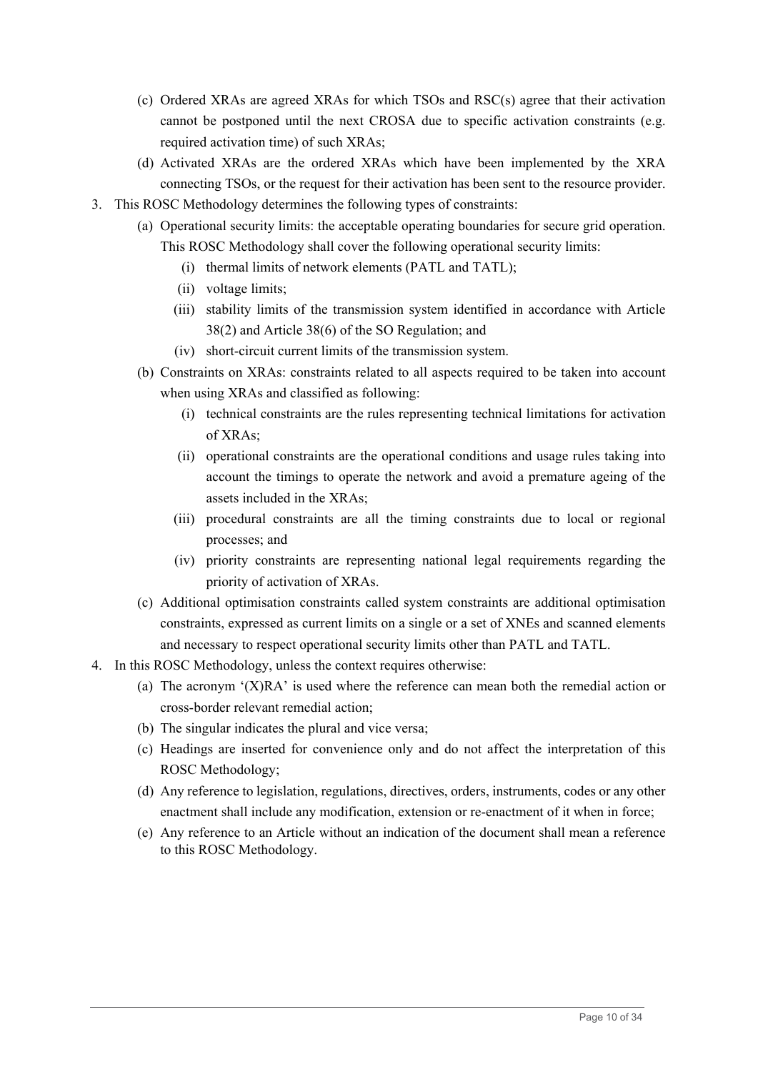(c) Ordered XRAs are agreed XRAs for which TSOs and RSC(s) agree that their activation cannot be postponed until the next CROSA due to specific activation constraints (e.g. required activation time) of such XRAs;

(d) Activated XRAs are the ordered XRAs which have been implemented by the XRA connecting TSOs, or the request for their activation has been sent to the resource provider.

3. This ROSC Methodology determines the following types of constraints:
   - (a) Operational security limits: the acceptable operating boundaries for secure grid operation. This ROSC Methodology shall cover the following operational security limits:
     - (i) thermal limits of network elements (PATL and TATL);
     - (ii) voltage limits;
     - (iii) stability limits of the transmission system identified in accordance with Article 38(2) and Article 38(6) of the SO Regulation; and
     - (iv) short-circuit current limits of the transmission system.
   - (b) Constraints on XRAs: constraints related to all aspects required to be taken into account when using XRAs and classified as following:
     - (i) technical constraints are the rules representing technical limitations for activation of XRAs;
     - (ii) operational constraints are the operational conditions and usage rules taking into account the timings to operate the network and avoid a premature ageing of the assets included in the XRAs;
     - (iii) procedural constraints are all the timing constraints due to local or regional processes; and
     - (iv) priority constraints are representing national legal requirements regarding the priority of activation of XRAs.
   - (c) Additional optimisation constraints called system constraints are additional optimisation constraints, expressed as current limits on a single or a set of XNEs and scanned elements and necessary to respect operational security limits other than PATL and TATL.

4. In this ROSC Methodology, unless the context requires otherwise:
   - (a) The acronym '(X)RA' is used where the reference can mean both the remedial action or cross-border relevant remedial action;
   - (b) The singular indicates the plural and vice versa;
   - (c) Headings are inserted for convenience only and do not affect the interpretation of this ROSC Methodology;
   - (d) Any reference to legislation, regulations, directives, orders, instruments, codes or any other enactment shall include any modification, extension or re-enactment of it when in force;
   - (e) Any reference to an Article without an indication of the document shall mean a reference to this ROSC Methodology.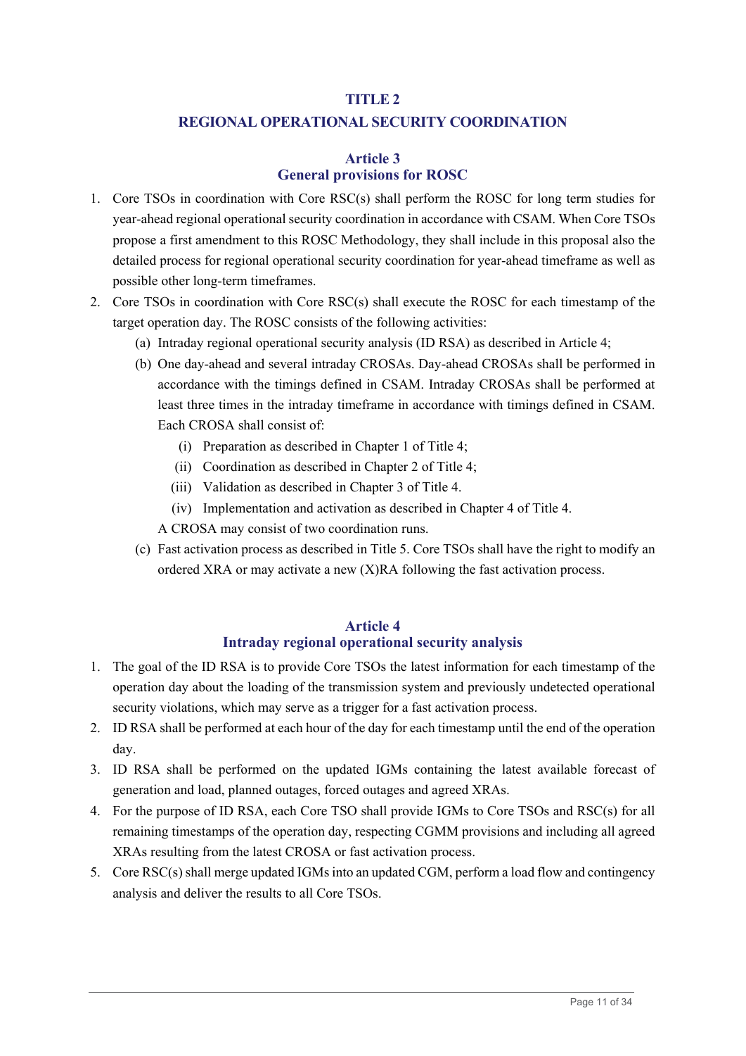# TITLE 2
# REGIONAL OPERATIONAL SECURITY COORDINATION

## Article 3
## General provisions for ROSC

1. Core TSOs in coordination with Core RSC(s) shall perform the ROSC for long term studies for year-ahead regional operational security coordination in accordance with CSAM. When Core TSOs propose a first amendment to this ROSC Methodology, they shall include in this proposal also the detailed process for regional operational security coordination for year-ahead timeframe as well as possible other long-term timeframes.
2. Core TSOs in coordination with Core RSC(s) shall execute the ROSC for each timestamp of the target operation day. The ROSC consists of the following activities:
   (a) Intraday regional operational security analysis (ID RSA) as described in Article 4;
   (b) One day-ahead and several intraday CROSAs. Day-ahead CROSAs shall be performed in accordance with the timings defined in CSAM. Intraday CROSAs shall be performed at least three times in the intraday timeframe in accordance with timings defined in CSAM. Each CROSA shall consist of:
      (i) Preparation as described in Chapter 1 of Title 4;
      (ii) Coordination as described in Chapter 2 of Title 4;
      (iii) Validation as described in Chapter 3 of Title 4.
      (iv) Implementation and activation as described in Chapter 4 of Title 4.

   A CROSA may consist of two coordination runs.
   (c) Fast activation process as described in Title 5. Core TSOs shall have the right to modify an ordered XRA or may activate a new (X)RA following the fast activation process.

## Article 4
## Intraday regional operational security analysis

1. The goal of the ID RSA is to provide Core TSOs the latest information for each timestamp of the operation day about the loading of the transmission system and previously undetected operational security violations, which may serve as a trigger for a fast activation process.
2. ID RSA shall be performed at each hour of the day for each timestamp until the end of the operation day.
3. ID RSA shall be performed on the updated IGMs containing the latest available forecast of generation and load, planned outages, forced outages and agreed XRAs.
4. For the purpose of ID RSA, each Core TSO shall provide IGMs to Core TSOs and RSC(s) for all remaining timestamps of the operation day, respecting CGMM provisions and including all agreed XRAs resulting from the latest CROSA or fast activation process.
5. Core RSC(s) shall merge updated IGMs into an updated CGM, perform a load flow and contingency analysis and deliver the results to all Core TSOs.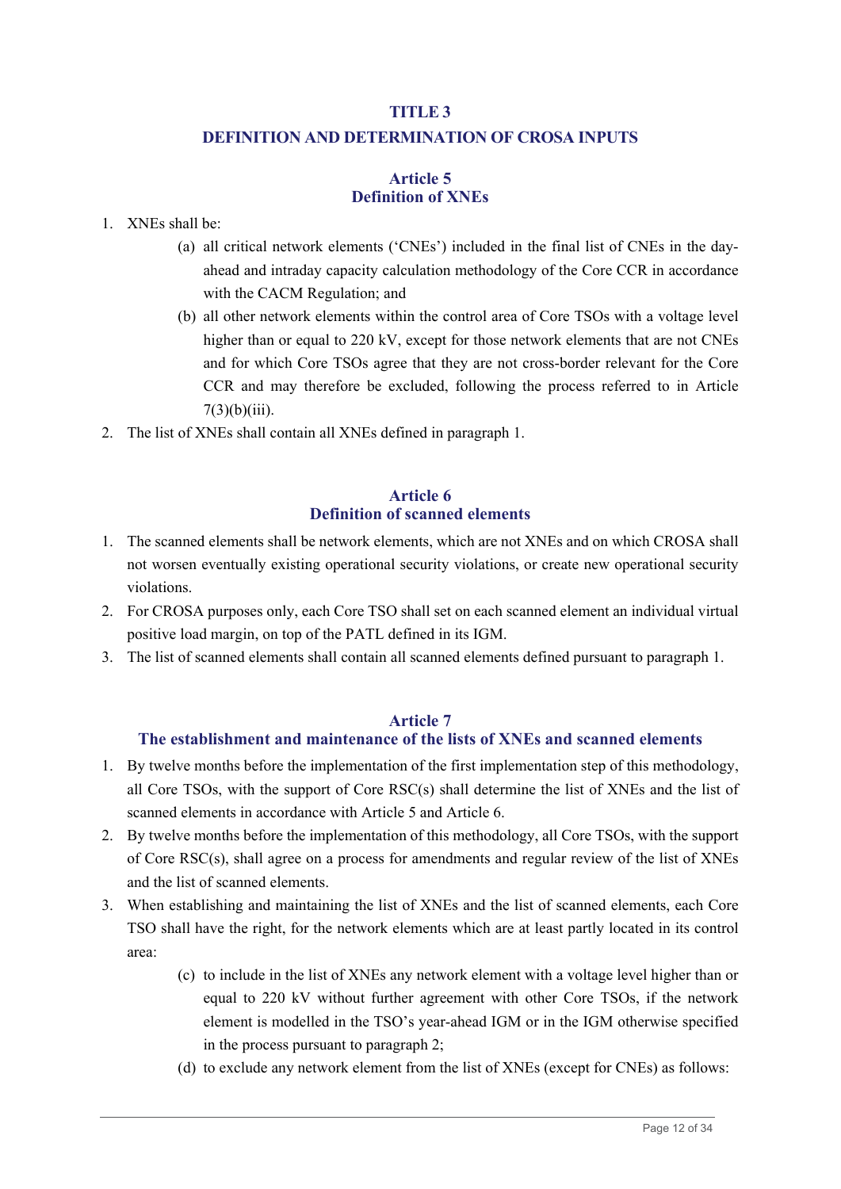## TITLE 3
## DEFINITION AND DETERMINATION OF CROSA INPUTS

### Article 5
### Definition of XNEs

1. XNEs shall be:
    - (a) all critical network elements ('CNEs') included in the final list of CNEs in the day-ahead and intraday capacity calculation methodology of the Core CCR in accordance with the CACM Regulation; and
    - (b) all other network elements within the control area of Core TSOs with a voltage level higher than or equal to 220 kV, except for those network elements that are not CNEs and for which Core TSOs agree that they are not cross-border relevant for the Core CCR and may therefore be excluded, following the process referred to in Article 7(3)(b)(iii).
2. The list of XNEs shall contain all XNEs defined in paragraph 1.

### Article 6
### Definition of scanned elements

1. The scanned elements shall be network elements, which are not XNEs and on which CROSA shall not worsen eventually existing operational security violations, or create new operational security violations.
2. For CROSA purposes only, each Core TSO shall set on each scanned element an individual virtual positive load margin, on top of the PATL defined in its IGM.
3. The list of scanned elements shall contain all scanned elements defined pursuant to paragraph 1.

### Article 7
### The establishment and maintenance of the lists of XNEs and scanned elements

1. By twelve months before the implementation of the first implementation step of this methodology, all Core TSOs, with the support of Core RSC(s) shall determine the list of XNEs and the list of scanned elements in accordance with Article 5 and Article 6.
2. By twelve months before the implementation of this methodology, all Core TSOs, with the support of Core RSC(s), shall agree on a process for amendments and regular review of the list of XNEs and the list of scanned elements.
3. When establishing and maintaining the list of XNEs and the list of scanned elements, each Core TSO shall have the right, for the network elements which are at least partly located in its control area:
    - (c) to include in the list of XNEs any network element with a voltage level higher than or equal to 220 kV without further agreement with other Core TSOs, if the network element is modelled in the TSO's year-ahead IGM or in the IGM otherwise specified in the process pursuant to paragraph 2;
    - (d) to exclude any network element from the list of XNEs (except for CNEs) as follows: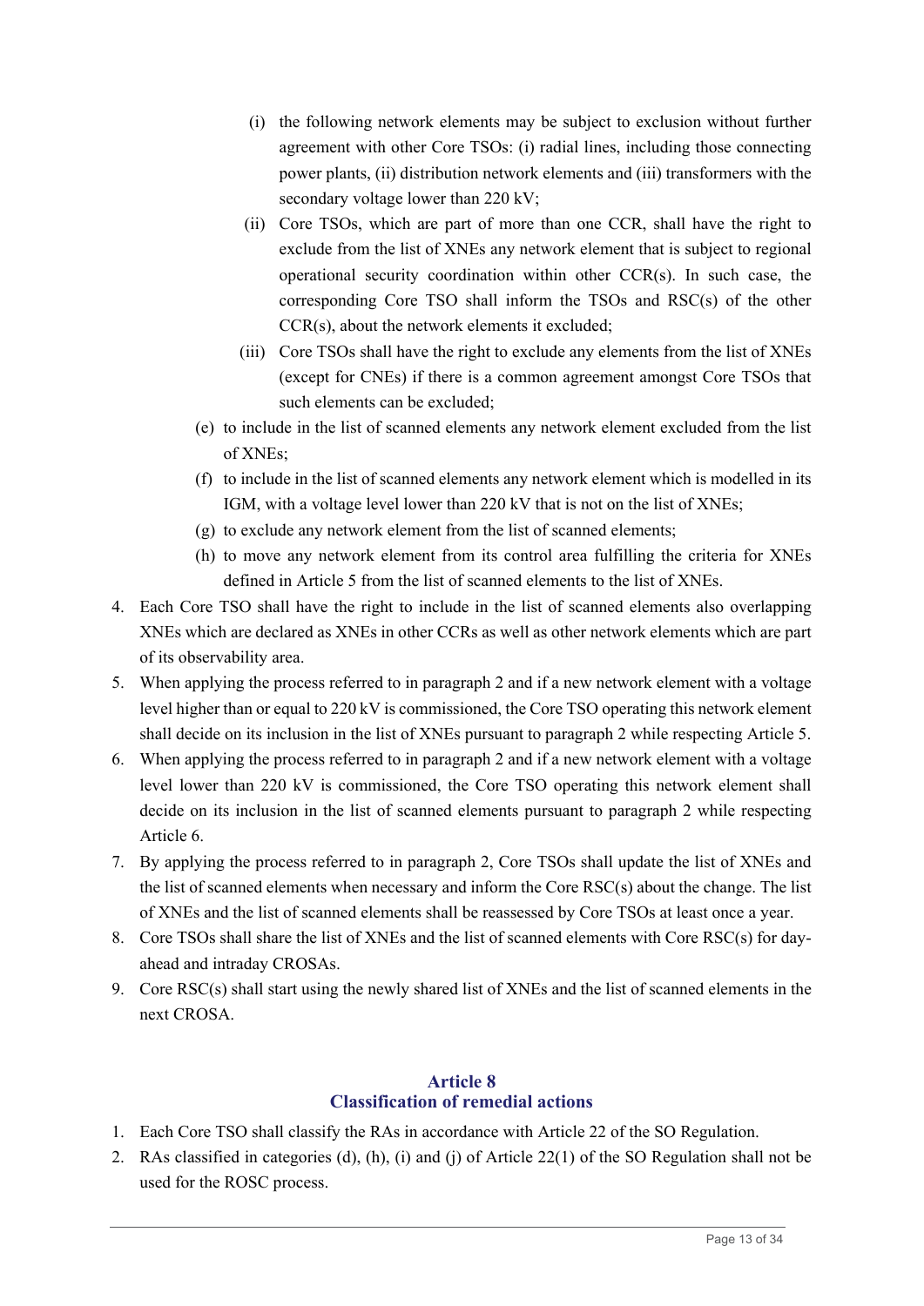(i) the following network elements may be subject to exclusion without further agreement with other Core TSOs: (i) radial lines, including those connecting power plants, (ii) distribution network elements and (iii) transformers with the secondary voltage lower than 220 kV;
   (ii) Core TSOs, which are part of more than one CCR, shall have the right to exclude from the list of XNEs any network element that is subject to regional operational security coordination within other CCR(s). In such case, the corresponding Core TSO shall inform the TSOs and RSC(s) of the other CCR(s), about the network elements it excluded;
   (iii) Core TSOs shall have the right to exclude any elements from the list of XNEs (except for CNEs) if there is a common agreement amongst Core TSOs that such elements can be excluded;

(e) to include in the list of scanned elements any network element excluded from the list of XNEs;

(f) to include in the list of scanned elements any network element which is modelled in its IGM, with a voltage level lower than 220 kV that is not on the list of XNEs;

(g) to exclude any network element from the list of scanned elements;

(h) to move any network element from its control area fulfilling the criteria for XNEs defined in Article 5 from the list of scanned elements to the list of XNEs.

4. Each Core TSO shall have the right to include in the list of scanned elements also overlapping XNEs which are declared as XNEs in other CCRs as well as other network elements which are part of its observability area.
5. When applying the process referred to in paragraph 2 and if a new network element with a voltage level higher than or equal to 220 kV is commissioned, the Core TSO operating this network element shall decide on its inclusion in the list of XNEs pursuant to paragraph 2 while respecting Article 5.
6. When applying the process referred to in paragraph 2 and if a new network element with a voltage level lower than 220 kV is commissioned, the Core TSO operating this network element shall decide on its inclusion in the list of scanned elements pursuant to paragraph 2 while respecting Article 6.
7. By applying the process referred to in paragraph 2, Core TSOs shall update the list of XNEs and the list of scanned elements when necessary and inform the Core RSC(s) about the change. The list of XNEs and the list of scanned elements shall be reassessed by Core TSOs at least once a year.
8. Core TSOs shall share the list of XNEs and the list of scanned elements with Core RSC(s) for day-ahead and intraday CROSAs.
9. Core RSC(s) shall start using the newly shared list of XNEs and the list of scanned elements in the next CROSA.

## Article 8
## Classification of remedial actions

1. Each Core TSO shall classify the RAs in accordance with Article 22 of the SO Regulation.
2. RAs classified in categories (d), (h), (i) and (j) of Article 22(1) of the SO Regulation shall not be used for the ROSC process.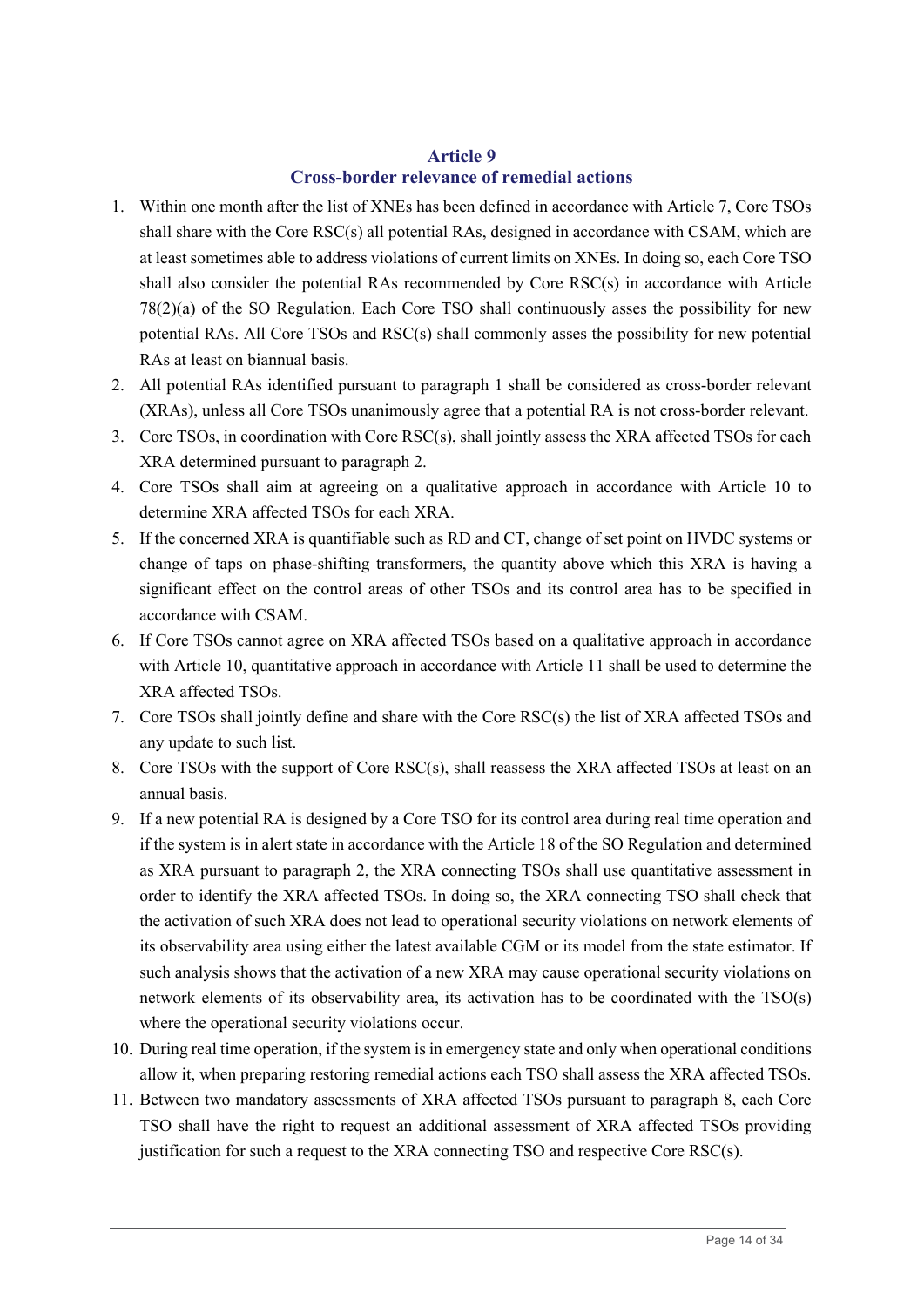## Article 9
## Cross-border relevance of remedial actions

1. Within one month after the list of XNEs has been defined in accordance with Article 7, Core TSOs shall share with the Core RSC(s) all potential RAs, designed in accordance with CSAM, which are at least sometimes able to address violations of current limits on XNEs. In doing so, each Core TSO shall also consider the potential RAs recommended by Core RSC(s) in accordance with Article 78(2)(a) of the SO Regulation. Each Core TSO shall continuously asses the possibility for new potential RAs. All Core TSOs and RSC(s) shall commonly asses the possibility for new potential RAs at least on biannual basis.
2. All potential RAs identified pursuant to paragraph 1 shall be considered as cross-border relevant (XRAs), unless all Core TSOs unanimously agree that a potential RA is not cross-border relevant.
3. Core TSOs, in coordination with Core RSC(s), shall jointly assess the XRA affected TSOs for each XRA determined pursuant to paragraph 2.
4. Core TSOs shall aim at agreeing on a qualitative approach in accordance with Article 10 to determine XRA affected TSOs for each XRA.
5. If the concerned XRA is quantifiable such as RD and CT, change of set point on HVDC systems or change of taps on phase-shifting transformers, the quantity above which this XRA is having a significant effect on the control areas of other TSOs and its control area has to be specified in accordance with CSAM.
6. If Core TSOs cannot agree on XRA affected TSOs based on a qualitative approach in accordance with Article 10, quantitative approach in accordance with Article 11 shall be used to determine the XRA affected TSOs.
7. Core TSOs shall jointly define and share with the Core RSC(s) the list of XRA affected TSOs and any update to such list.
8. Core TSOs with the support of Core RSC(s), shall reassess the XRA affected TSOs at least on an annual basis.
9. If a new potential RA is designed by a Core TSO for its control area during real time operation and if the system is in alert state in accordance with the Article 18 of the SO Regulation and determined as XRA pursuant to paragraph 2, the XRA connecting TSOs shall use quantitative assessment in order to identify the XRA affected TSOs. In doing so, the XRA connecting TSO shall check that the activation of such XRA does not lead to operational security violations on network elements of its observability area using either the latest available CGM or its model from the state estimator. If such analysis shows that the activation of a new XRA may cause operational security violations on network elements of its observability area, its activation has to be coordinated with the TSO(s) where the operational security violations occur.
10. During real time operation, if the system is in emergency state and only when operational conditions allow it, when preparing restoring remedial actions each TSO shall assess the XRA affected TSOs.
11. Between two mandatory assessments of XRA affected TSOs pursuant to paragraph 8, each Core TSO shall have the right to request an additional assessment of XRA affected TSOs providing justification for such a request to the XRA connecting TSO and respective Core RSC(s).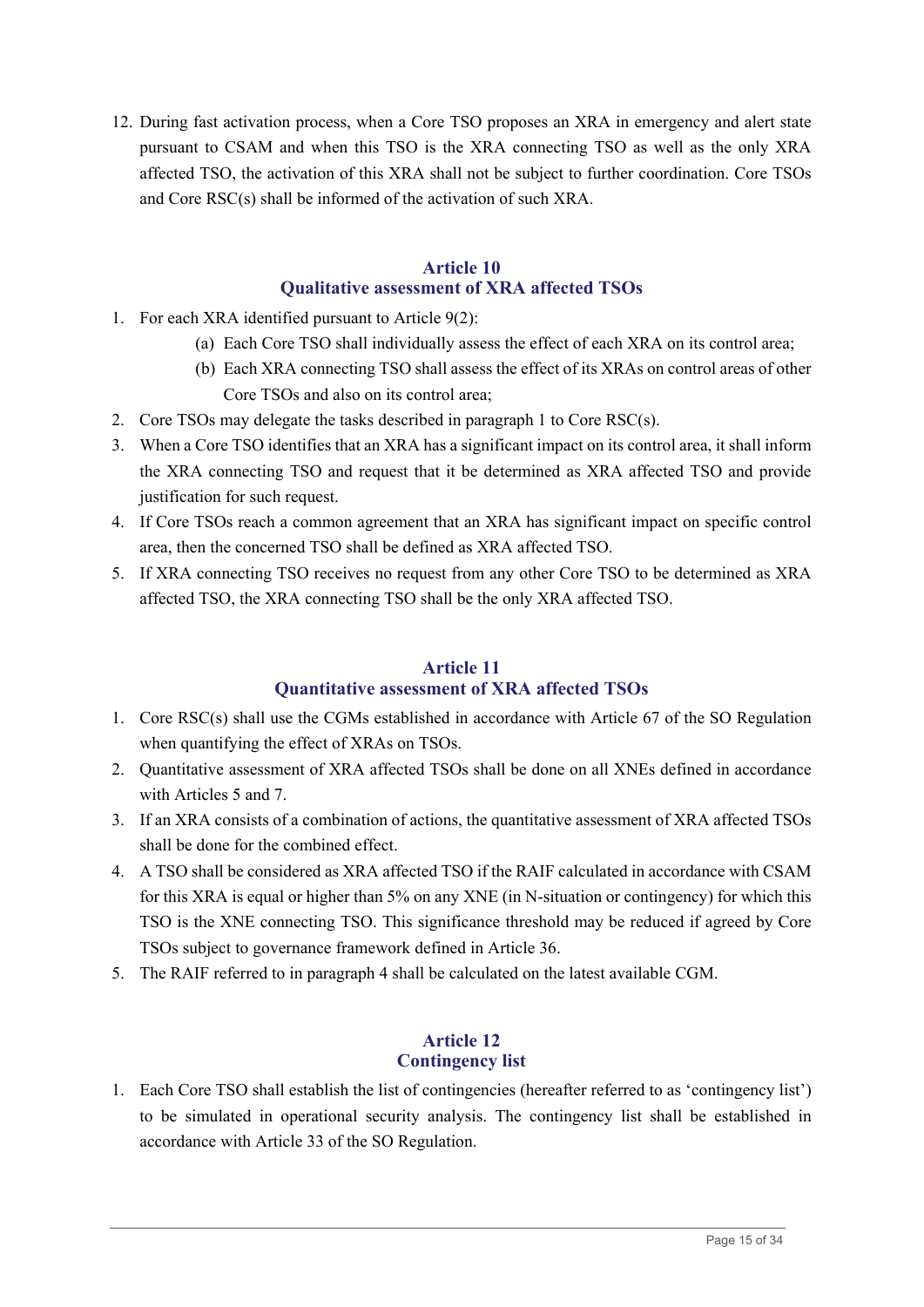12. During fast activation process, when a Core TSO proposes an XRA in emergency and alert state pursuant to CSAM and when this TSO is the XRA connecting TSO as well as the only XRA affected TSO, the activation of this XRA shall not be subject to further coordination. Core TSOs and Core RSC(s) shall be informed of the activation of such XRA.

## Article 10
## Qualitative assessment of XRA affected TSOs

1. For each XRA identified pursuant to Article 9(2):
   (a) Each Core TSO shall individually assess the effect of each XRA on its control area;
   (b) Each XRA connecting TSO shall assess the effect of its XRAs on control areas of other Core TSOs and also on its control area;
2. Core TSOs may delegate the tasks described in paragraph 1 to Core RSC(s).
3. When a Core TSO identifies that an XRA has a significant impact on its control area, it shall inform the XRA connecting TSO and request that it be determined as XRA affected TSO and provide justification for such request.
4. If Core TSOs reach a common agreement that an XRA has significant impact on specific control area, then the concerned TSO shall be defined as XRA affected TSO.
5. If XRA connecting TSO receives no request from any other Core TSO to be determined as XRA affected TSO, the XRA connecting TSO shall be the only XRA affected TSO.

## Article 11
## Quantitative assessment of XRA affected TSOs

1. Core RSC(s) shall use the CGMs established in accordance with Article 67 of the SO Regulation when quantifying the effect of XRAs on TSOs.
2. Quantitative assessment of XRA affected TSOs shall be done on all XNEs defined in accordance with Articles 5 and 7.
3. If an XRA consists of a combination of actions, the quantitative assessment of XRA affected TSOs shall be done for the combined effect.
4. A TSO shall be considered as XRA affected TSO if the RAIF calculated in accordance with CSAM for this XRA is equal or higher than 5% on any XNE (in N-situation or contingency) for which this TSO is the XNE connecting TSO. This significance threshold may be reduced if agreed by Core TSOs subject to governance framework defined in Article 36.
5. The RAIF referred to in paragraph 4 shall be calculated on the latest available CGM.

## Article 12
## Contingency list

1. Each Core TSO shall establish the list of contingencies (hereafter referred to as 'contingency list') to be simulated in operational security analysis. The contingency list shall be established in accordance with Article 33 of the SO Regulation.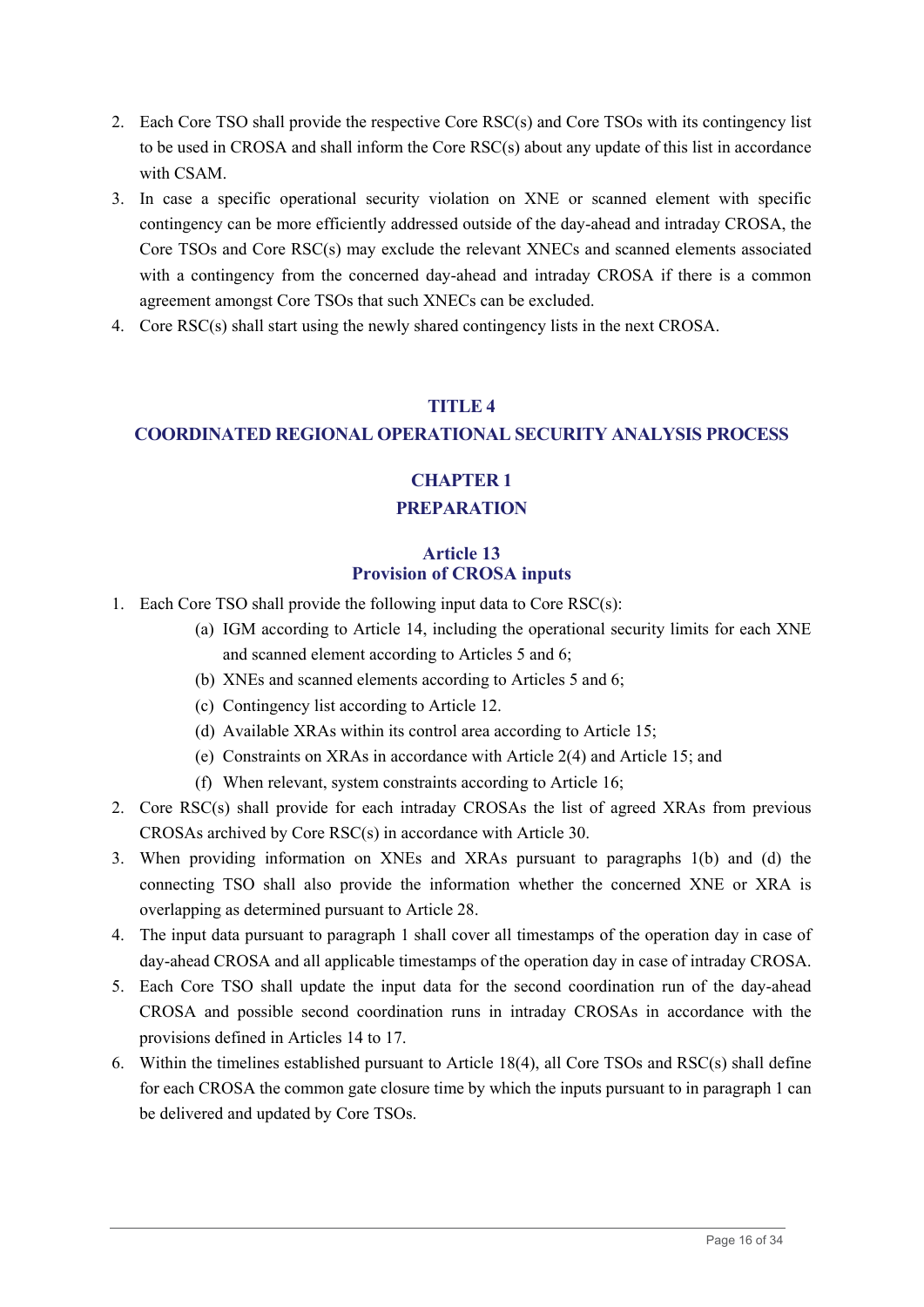2. Each Core TSO shall provide the respective Core RSC(s) and Core TSOs with its contingency list to be used in CROSA and shall inform the Core RSC(s) about any update of this list in accordance with CSAM.
3. In case a specific operational security violation on XNE or scanned element with specific contingency can be more efficiently addressed outside of the day-ahead and intraday CROSA, the Core TSOs and Core RSC(s) may exclude the relevant XNECs and scanned elements associated with a contingency from the concerned day-ahead and intraday CROSA if there is a common agreement amongst Core TSOs that such XNECs can be excluded.
4. Core RSC(s) shall start using the newly shared contingency lists in the next CROSA.

# TITLE 4
# COORDINATED REGIONAL OPERATIONAL SECURITY ANALYSIS PROCESS

## CHAPTER 1
## PREPARATION

### Article 13
### Provision of CROSA inputs

1. Each Core TSO shall provide the following input data to Core RSC(s):
   - (a) IGM according to Article 14, including the operational security limits for each XNE and scanned element according to Articles 5 and 6;
   - (b) XNEs and scanned elements according to Articles 5 and 6;
   - (c) Contingency list according to Article 12.
   - (d) Available XRAs within its control area according to Article 15;
   - (e) Constraints on XRAs in accordance with Article 2(4) and Article 15; and
   - (f) When relevant, system constraints according to Article 16;
2. Core RSC(s) shall provide for each intraday CROSAs the list of agreed XRAs from previous CROSAs archived by Core RSC(s) in accordance with Article 30.
3. When providing information on XNEs and XRAs pursuant to paragraphs 1(b) and (d) the connecting TSO shall also provide the information whether the concerned XNE or XRA is overlapping as determined pursuant to Article 28.
4. The input data pursuant to paragraph 1 shall cover all timestamps of the operation day in case of day-ahead CROSA and all applicable timestamps of the operation day in case of intraday CROSA.
5. Each Core TSO shall update the input data for the second coordination run of the day-ahead CROSA and possible second coordination runs in intraday CROSAs in accordance with the provisions defined in Articles 14 to 17.
6. Within the timelines established pursuant to Article 18(4), all Core TSOs and RSC(s) shall define for each CROSA the common gate closure time by which the inputs pursuant to in paragraph 1 can be delivered and updated by Core TSOs.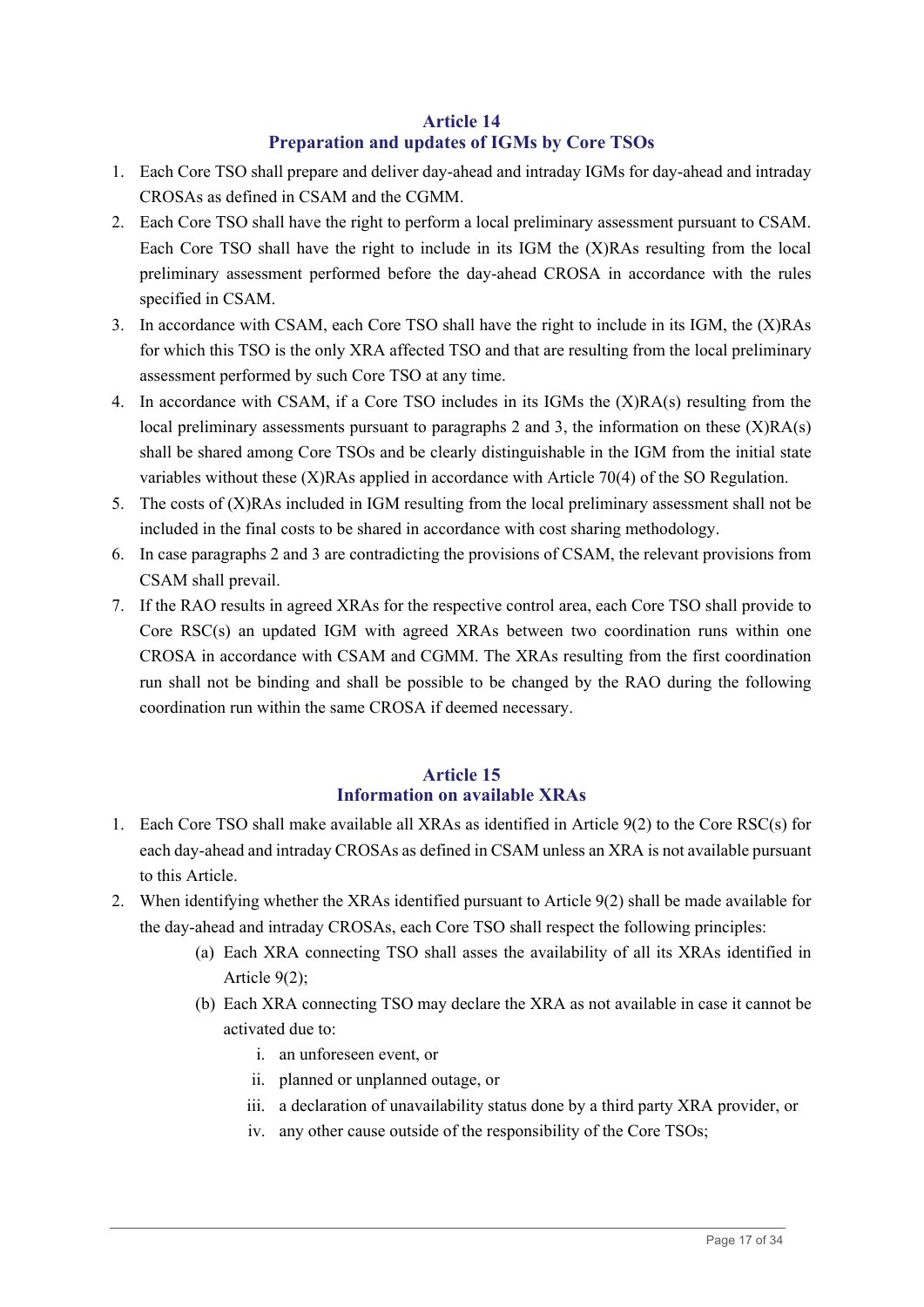## Article 14
## Preparation and updates of IGMs by Core TSOs

1. Each Core TSO shall prepare and deliver day-ahead and intraday IGMs for day-ahead and intraday CROSAs as defined in CSAM and the CGMM.
2. Each Core TSO shall have the right to perform a local preliminary assessment pursuant to CSAM. Each Core TSO shall have the right to include in its IGM the (X)RAs resulting from the local preliminary assessment performed before the day-ahead CROSA in accordance with the rules specified in CSAM.
3. In accordance with CSAM, each Core TSO shall have the right to include in its IGM, the (X)RAs for which this TSO is the only XRA affected TSO and that are resulting from the local preliminary assessment performed by such Core TSO at any time.
4. In accordance with CSAM, if a Core TSO includes in its IGMs the (X)RA(s) resulting from the local preliminary assessments pursuant to paragraphs 2 and 3, the information on these (X)RA(s) shall be shared among Core TSOs and be clearly distinguishable in the IGM from the initial state variables without these (X)RAs applied in accordance with Article 70(4) of the SO Regulation.
5. The costs of (X)RAs included in IGM resulting from the local preliminary assessment shall not be included in the final costs to be shared in accordance with cost sharing methodology.
6. In case paragraphs 2 and 3 are contradicting the provisions of CSAM, the relevant provisions from CSAM shall prevail.
7. If the RAO results in agreed XRAs for the respective control area, each Core TSO shall provide to Core RSC(s) an updated IGM with agreed XRAs between two coordination runs within one CROSA in accordance with CSAM and CGMM. The XRAs resulting from the first coordination run shall not be binding and shall be possible to be changed by the RAO during the following coordination run within the same CROSA if deemed necessary.

## Article 15
## Information on available XRAs

1. Each Core TSO shall make available all XRAs as identified in Article 9(2) to the Core RSC(s) for each day-ahead and intraday CROSAs as defined in CSAM unless an XRA is not available pursuant to this Article.
2. When identifying whether the XRAs identified pursuant to Article 9(2) shall be made available for the day-ahead and intraday CROSAs, each Core TSO shall respect the following principles:
   (a) Each XRA connecting TSO shall asses the availability of all its XRAs identified in Article 9(2);
   (b) Each XRA connecting TSO may declare the XRA as not available in case it cannot be activated due to:
      i. an unforeseen event, or
      ii. planned or unplanned outage, or
      iii. a declaration of unavailability status done by a third party XRA provider, or
      iv. any other cause outside of the responsibility of the Core TSOs;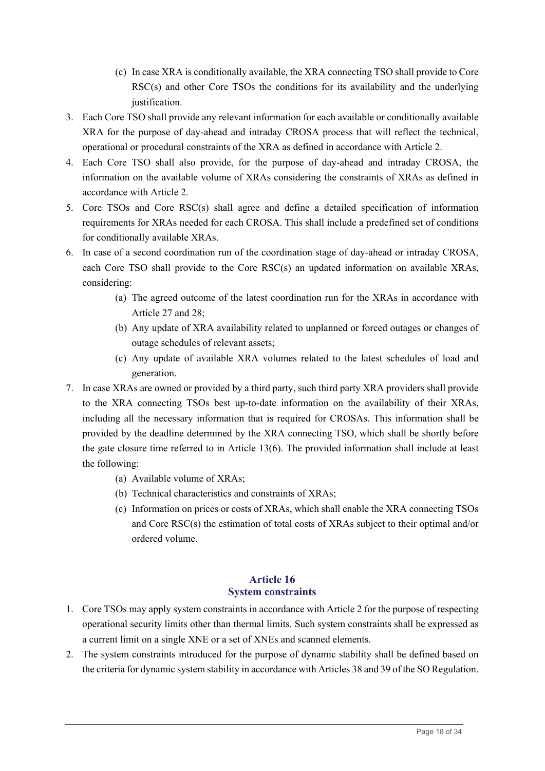(c) In case XRA is conditionally available, the XRA connecting TSO shall provide to Core RSC(s) and other Core TSOs the conditions for its availability and the underlying justification.

3. Each Core TSO shall provide any relevant information for each available or conditionally available XRA for the purpose of day-ahead and intraday CROSA process that will reflect the technical, operational or procedural constraints of the XRA as defined in accordance with Article 2.
4. Each Core TSO shall also provide, for the purpose of day-ahead and intraday CROSA, the information on the available volume of XRAs considering the constraints of XRAs as defined in accordance with Article 2.
5. Core TSOs and Core RSC(s) shall agree and define a detailed specification of information requirements for XRAs needed for each CROSA. This shall include a predefined set of conditions for conditionally available XRAs.
6. In case of a second coordination run of the coordination stage of day-ahead or intraday CROSA, each Core TSO shall provide to the Core RSC(s) an updated information on available XRAs, considering:
   (a) The agreed outcome of the latest coordination run for the XRAs in accordance with Article 27 and 28;
   (b) Any update of XRA availability related to unplanned or forced outages or changes of outage schedules of relevant assets;
   (c) Any update of available XRA volumes related to the latest schedules of load and generation.
7. In case XRAs are owned or provided by a third party, such third party XRA providers shall provide to the XRA connecting TSOs best up-to-date information on the availability of their XRAs, including all the necessary information that is required for CROSAs. This information shall be provided by the deadline determined by the XRA connecting TSO, which shall be shortly before the gate closure time referred to in Article 13(6). The provided information shall include at least the following:
   (a) Available volume of XRAs;
   (b) Technical characteristics and constraints of XRAs;
   (c) Information on prices or costs of XRAs, which shall enable the XRA connecting TSOs and Core RSC(s) the estimation of total costs of XRAs subject to their optimal and/or ordered volume.

## Article 16
## System constraints

1. Core TSOs may apply system constraints in accordance with Article 2 for the purpose of respecting operational security limits other than thermal limits. Such system constraints shall be expressed as a current limit on a single XNE or a set of XNEs and scanned elements.
2. The system constraints introduced for the purpose of dynamic stability shall be defined based on the criteria for dynamic system stability in accordance with Articles 38 and 39 of the SO Regulation.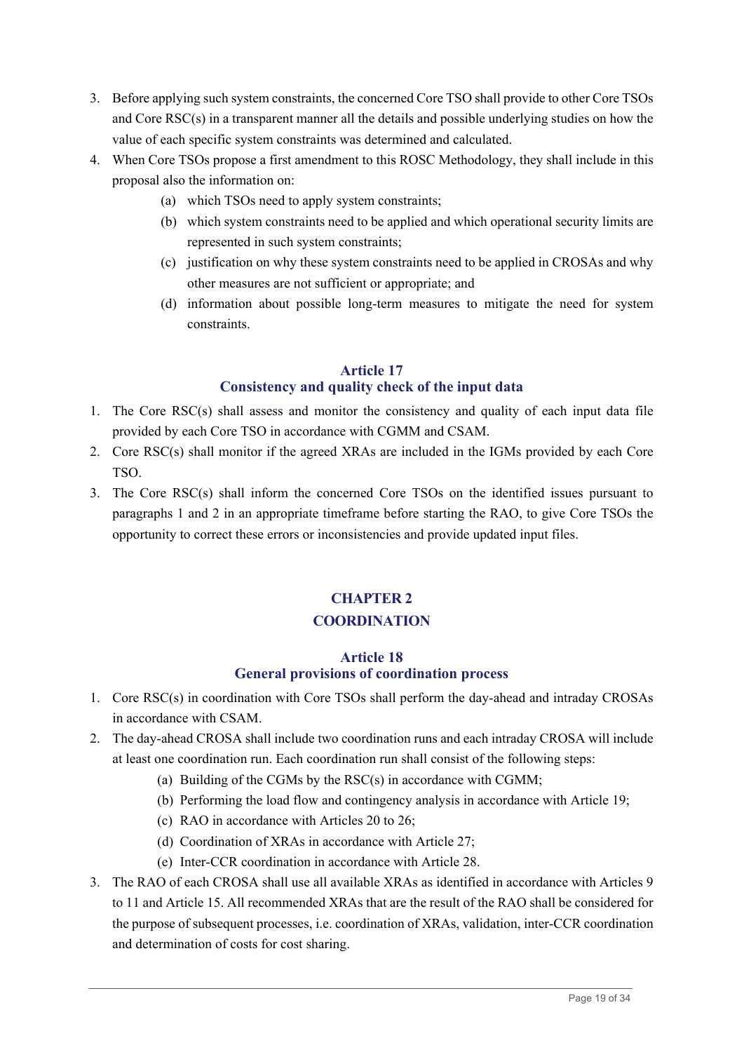3. Before applying such system constraints, the concerned Core TSO shall provide to other Core TSOs and Core RSC(s) in a transparent manner all the details and possible underlying studies on how the value of each specific system constraints was determined and calculated.
4. When Core TSOs propose a first amendment to this ROSC Methodology, they shall include in this proposal also the information on:
   (a) which TSOs need to apply system constraints;
   (b) which system constraints need to be applied and which operational security limits are represented in such system constraints;
   (c) justification on why these system constraints need to be applied in CROSAs and why other measures are not sufficient or appropriate; and
   (d) information about possible long-term measures to mitigate the need for system constraints.

### Article 17
### Consistency and quality check of the input data

1. The Core RSC(s) shall assess and monitor the consistency and quality of each input data file provided by each Core TSO in accordance with CGMM and CSAM.
2. Core RSC(s) shall monitor if the agreed XRAs are included in the IGMs provided by each Core TSO.
3. The Core RSC(s) shall inform the concerned Core TSOs on the identified issues pursuant to paragraphs 1 and 2 in an appropriate timeframe before starting the RAO, to give Core TSOs the opportunity to correct these errors or inconsistencies and provide updated input files.

## CHAPTER 2
## COORDINATION

### Article 18
### General provisions of coordination process

1. Core RSC(s) in coordination with Core TSOs shall perform the day-ahead and intraday CROSAs in accordance with CSAM.
2. The day-ahead CROSA shall include two coordination runs and each intraday CROSA will include at least one coordination run. Each coordination run shall consist of the following steps:
   (a) Building of the CGMs by the RSC(s) in accordance with CGMM;
   (b) Performing the load flow and contingency analysis in accordance with Article 19;
   (c) RAO in accordance with Articles 20 to 26;
   (d) Coordination of XRAs in accordance with Article 27;
   (e) Inter-CCR coordination in accordance with Article 28.
3. The RAO of each CROSA shall use all available XRAs as identified in accordance with Articles 9 to 11 and Article 15. All recommended XRAs that are the result of the RAO shall be considered for the purpose of subsequent processes, i.e. coordination of XRAs, validation, inter-CCR coordination and determination of costs for cost sharing.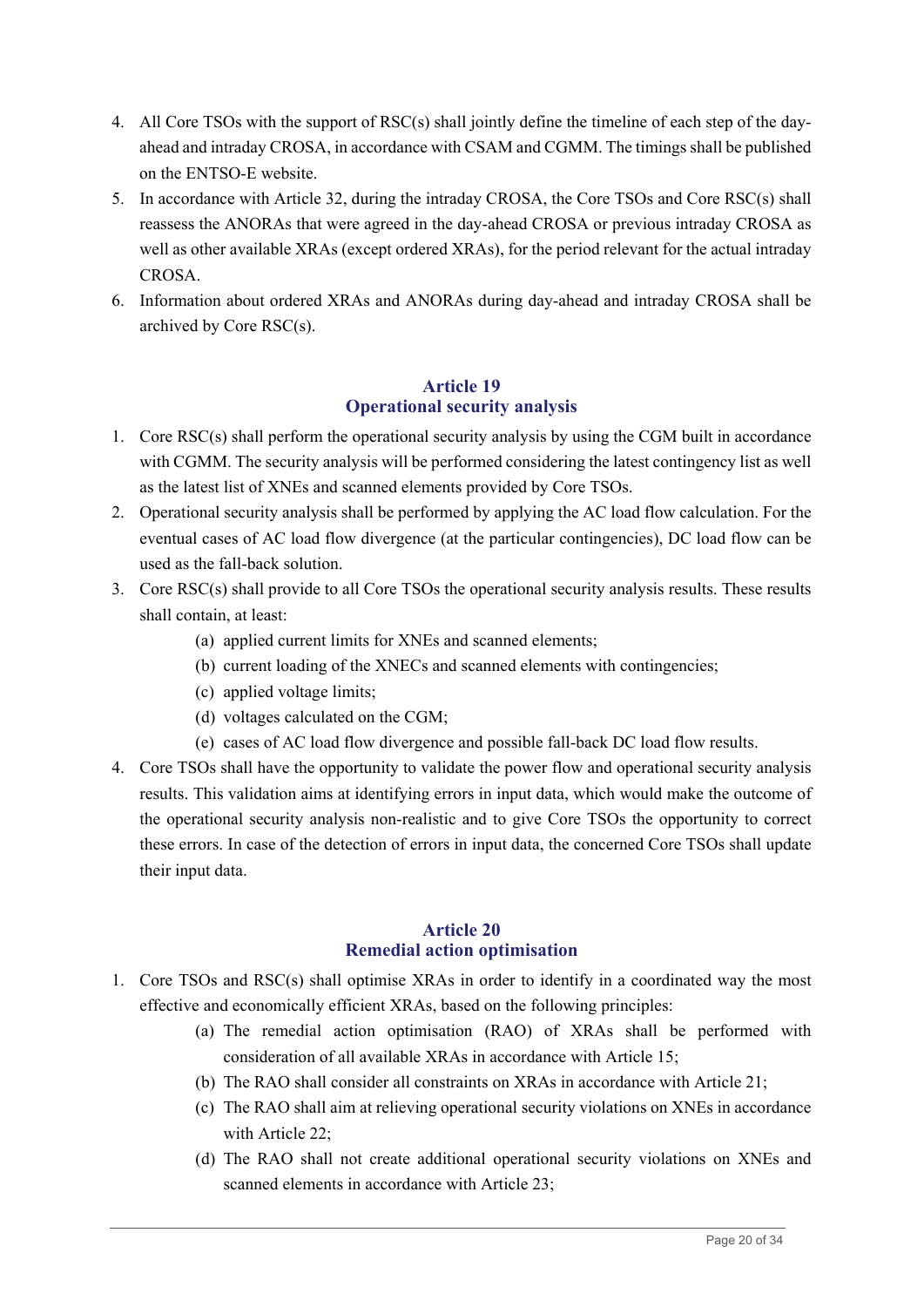4. All Core TSOs with the support of RSC(s) shall jointly define the timeline of each step of the day-ahead and intraday CROSA, in accordance with CSAM and CGMM. The timings shall be published on the ENTSO-E website.
5. In accordance with Article 32, during the intraday CROSA, the Core TSOs and Core RSC(s) shall reassess the ANORAs that were agreed in the day-ahead CROSA or previous intraday CROSA as well as other available XRAs (except ordered XRAs), for the period relevant for the actual intraday CROSA.
6. Information about ordered XRAs and ANORAs during day-ahead and intraday CROSA shall be archived by Core RSC(s).

## Article 19
## Operational security analysis

1. Core RSC(s) shall perform the operational security analysis by using the CGM built in accordance with CGMM. The security analysis will be performed considering the latest contingency list as well as the latest list of XNEs and scanned elements provided by Core TSOs.
2. Operational security analysis shall be performed by applying the AC load flow calculation. For the eventual cases of AC load flow divergence (at the particular contingencies), DC load flow can be used as the fall-back solution.
3. Core RSC(s) shall provide to all Core TSOs the operational security analysis results. These results shall contain, at least:
   - (a) applied current limits for XNEs and scanned elements;
   - (b) current loading of the XNECs and scanned elements with contingencies;
   - (c) applied voltage limits;
   - (d) voltages calculated on the CGM;
   - (e) cases of AC load flow divergence and possible fall-back DC load flow results.
4. Core TSOs shall have the opportunity to validate the power flow and operational security analysis results. This validation aims at identifying errors in input data, which would make the outcome of the operational security analysis non-realistic and to give Core TSOs the opportunity to correct these errors. In case of the detection of errors in input data, the concerned Core TSOs shall update their input data.

## Article 20
## Remedial action optimisation

1. Core TSOs and RSC(s) shall optimise XRAs in order to identify in a coordinated way the most effective and economically efficient XRAs, based on the following principles:
   - (a) The remedial action optimisation (RAO) of XRAs shall be performed with consideration of all available XRAs in accordance with Article 15;
   - (b) The RAO shall consider all constraints on XRAs in accordance with Article 21;
   - (c) The RAO shall aim at relieving operational security violations on XNEs in accordance with Article 22;
   - (d) The RAO shall not create additional operational security violations on XNEs and scanned elements in accordance with Article 23;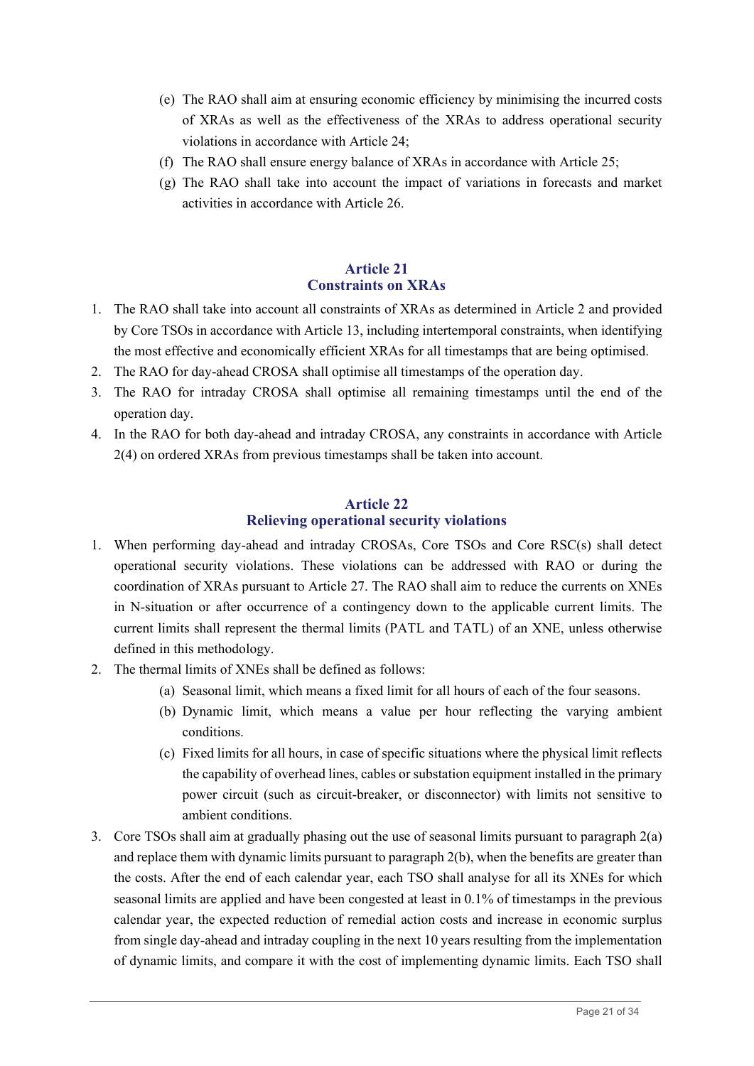(e) The RAO shall aim at ensuring economic efficiency by minimising the incurred costs of XRAs as well as the effectiveness of the XRAs to address operational security violations in accordance with Article 24;

(f) The RAO shall ensure energy balance of XRAs in accordance with Article 25;

(g) The RAO shall take into account the impact of variations in forecasts and market activities in accordance with Article 26.

## Article 21
## Constraints on XRAs

1. The RAO shall take into account all constraints of XRAs as determined in Article 2 and provided by Core TSOs in accordance with Article 13, including intertemporal constraints, when identifying the most effective and economically efficient XRAs for all timestamps that are being optimised.
2. The RAO for day-ahead CROSA shall optimise all timestamps of the operation day.
3. The RAO for intraday CROSA shall optimise all remaining timestamps until the end of the operation day.
4. In the RAO for both day-ahead and intraday CROSA, any constraints in accordance with Article 2(4) on ordered XRAs from previous timestamps shall be taken into account.

## Article 22
## Relieving operational security violations

1. When performing day-ahead and intraday CROSAs, Core TSOs and Core RSC(s) shall detect operational security violations. These violations can be addressed with RAO or during the coordination of XRAs pursuant to Article 27. The RAO shall aim to reduce the currents on XNEs in N-situation or after occurrence of a contingency down to the applicable current limits. The current limits shall represent the thermal limits (PATL and TATL) of an XNE, unless otherwise defined in this methodology.
2. The thermal limits of XNEs shall be defined as follows:
   (a) Seasonal limit, which means a fixed limit for all hours of each of the four seasons.
   (b) Dynamic limit, which means a value per hour reflecting the varying ambient conditions.
   (c) Fixed limits for all hours, in case of specific situations where the physical limit reflects the capability of overhead lines, cables or substation equipment installed in the primary power circuit (such as circuit-breaker, or disconnector) with limits not sensitive to ambient conditions.
3. Core TSOs shall aim at gradually phasing out the use of seasonal limits pursuant to paragraph 2(a) and replace them with dynamic limits pursuant to paragraph 2(b), when the benefits are greater than the costs. After the end of each calendar year, each TSO shall analyse for all its XNEs for which seasonal limits are applied and have been congested at least in 0.1% of timestamps in the previous calendar year, the expected reduction of remedial action costs and increase in economic surplus from single day-ahead and intraday coupling in the next 10 years resulting from the implementation of dynamic limits, and compare it with the cost of implementing dynamic limits. Each TSO shall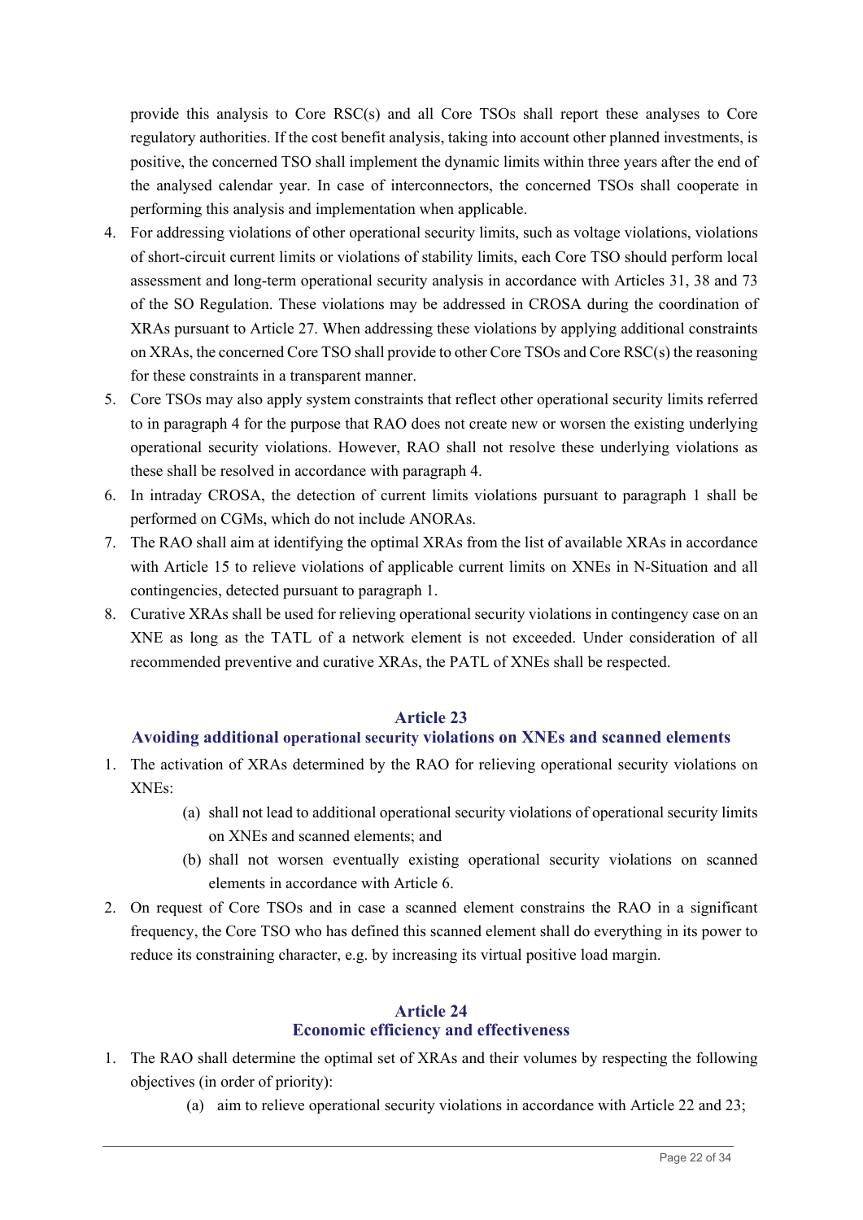provide this analysis to Core RSC(s) and all Core TSOs shall report these analyses to Core regulatory authorities. If the cost benefit analysis, taking into account other planned investments, is positive, the concerned TSO shall implement the dynamic limits within three years after the end of the analysed calendar year. In case of interconnectors, the concerned TSOs shall cooperate in performing this analysis and implementation when applicable.

4. For addressing violations of other operational security limits, such as voltage violations, violations of short-circuit current limits or violations of stability limits, each Core TSO should perform local assessment and long-term operational security analysis in accordance with Articles 31, 38 and 73 of the SO Regulation. These violations may be addressed in CROSA during the coordination of XRAs pursuant to Article 27. When addressing these violations by applying additional constraints on XRAs, the concerned Core TSO shall provide to other Core TSOs and Core RSC(s) the reasoning for these constraints in a transparent manner.
5. Core TSOs may also apply system constraints that reflect other operational security limits referred to in paragraph 4 for the purpose that RAO does not create new or worsen the existing underlying operational security violations. However, RAO shall not resolve these underlying violations as these shall be resolved in accordance with paragraph 4.
6. In intraday CROSA, the detection of current limits violations pursuant to paragraph 1 shall be performed on CGMs, which do not include ANORAs.
7. The RAO shall aim at identifying the optimal XRAs from the list of available XRAs in accordance with Article 15 to relieve violations of applicable current limits on XNEs in N-Situation and all contingencies, detected pursuant to paragraph 1.
8. Curative XRAs shall be used for relieving operational security violations in contingency case on an XNE as long as the TATL of a network element is not exceeded. Under consideration of all recommended preventive and curative XRAs, the PATL of XNEs shall be respected.

## Article 23
## Avoiding additional operational security violations on XNEs and scanned elements

1. The activation of XRAs determined by the RAO for relieving operational security violations on XNEs:
   (a) shall not lead to additional operational security violations of operational security limits on XNEs and scanned elements; and
   (b) shall not worsen eventually existing operational security violations on scanned elements in accordance with Article 6.
2. On request of Core TSOs and in case a scanned element constrains the RAO in a significant frequency, the Core TSO who has defined this scanned element shall do everything in its power to reduce its constraining character, e.g. by increasing its virtual positive load margin.

## Article 24
## Economic efficiency and effectiveness

1. The RAO shall determine the optimal set of XRAs and their volumes by respecting the following objectives (in order of priority):
   (a) aim to relieve operational security violations in accordance with Article 22 and 23;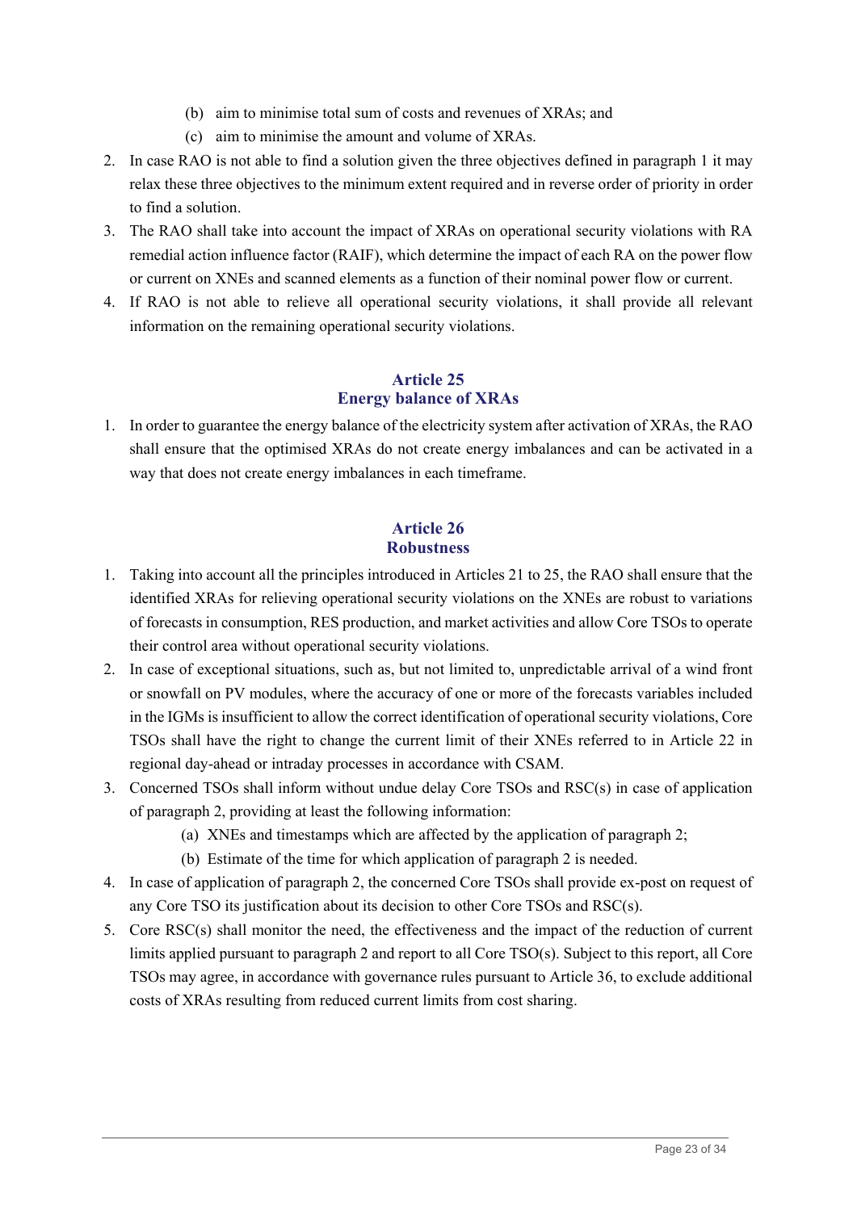(b) aim to minimise total sum of costs and revenues of XRAs; and

(c) aim to minimise the amount and volume of XRAs.

2. In case RAO is not able to find a solution given the three objectives defined in paragraph 1 it may relax these three objectives to the minimum extent required and in reverse order of priority in order to find a solution.
3. The RAO shall take into account the impact of XRAs on operational security violations with RA remedial action influence factor (RAIF), which determine the impact of each RA on the power flow or current on XNEs and scanned elements as a function of their nominal power flow or current.
4. If RAO is not able to relieve all operational security violations, it shall provide all relevant information on the remaining operational security violations.

## Article 25
## Energy balance of XRAs

1. In order to guarantee the energy balance of the electricity system after activation of XRAs, the RAO shall ensure that the optimised XRAs do not create energy imbalances and can be activated in a way that does not create energy imbalances in each timeframe.

## Article 26
## Robustness

1. Taking into account all the principles introduced in Articles 21 to 25, the RAO shall ensure that the identified XRAs for relieving operational security violations on the XNEs are robust to variations of forecasts in consumption, RES production, and market activities and allow Core TSOs to operate their control area without operational security violations.
2. In case of exceptional situations, such as, but not limited to, unpredictable arrival of a wind front or snowfall on PV modules, where the accuracy of one or more of the forecasts variables included in the IGMs is insufficient to allow the correct identification of operational security violations, Core TSOs shall have the right to change the current limit of their XNEs referred to in Article 22 in regional day-ahead or intraday processes in accordance with CSAM.
3. Concerned TSOs shall inform without undue delay Core TSOs and RSC(s) in case of application of paragraph 2, providing at least the following information:

   (a) XNEs and timestamps which are affected by the application of paragraph 2;

   (b) Estimate of the time for which application of paragraph 2 is needed.

4. In case of application of paragraph 2, the concerned Core TSOs shall provide ex-post on request of any Core TSO its justification about its decision to other Core TSOs and RSC(s).
5. Core RSC(s) shall monitor the need, the effectiveness and the impact of the reduction of current limits applied pursuant to paragraph 2 and report to all Core TSO(s). Subject to this report, all Core TSOs may agree, in accordance with governance rules pursuant to Article 36, to exclude additional costs of XRAs resulting from reduced current limits from cost sharing.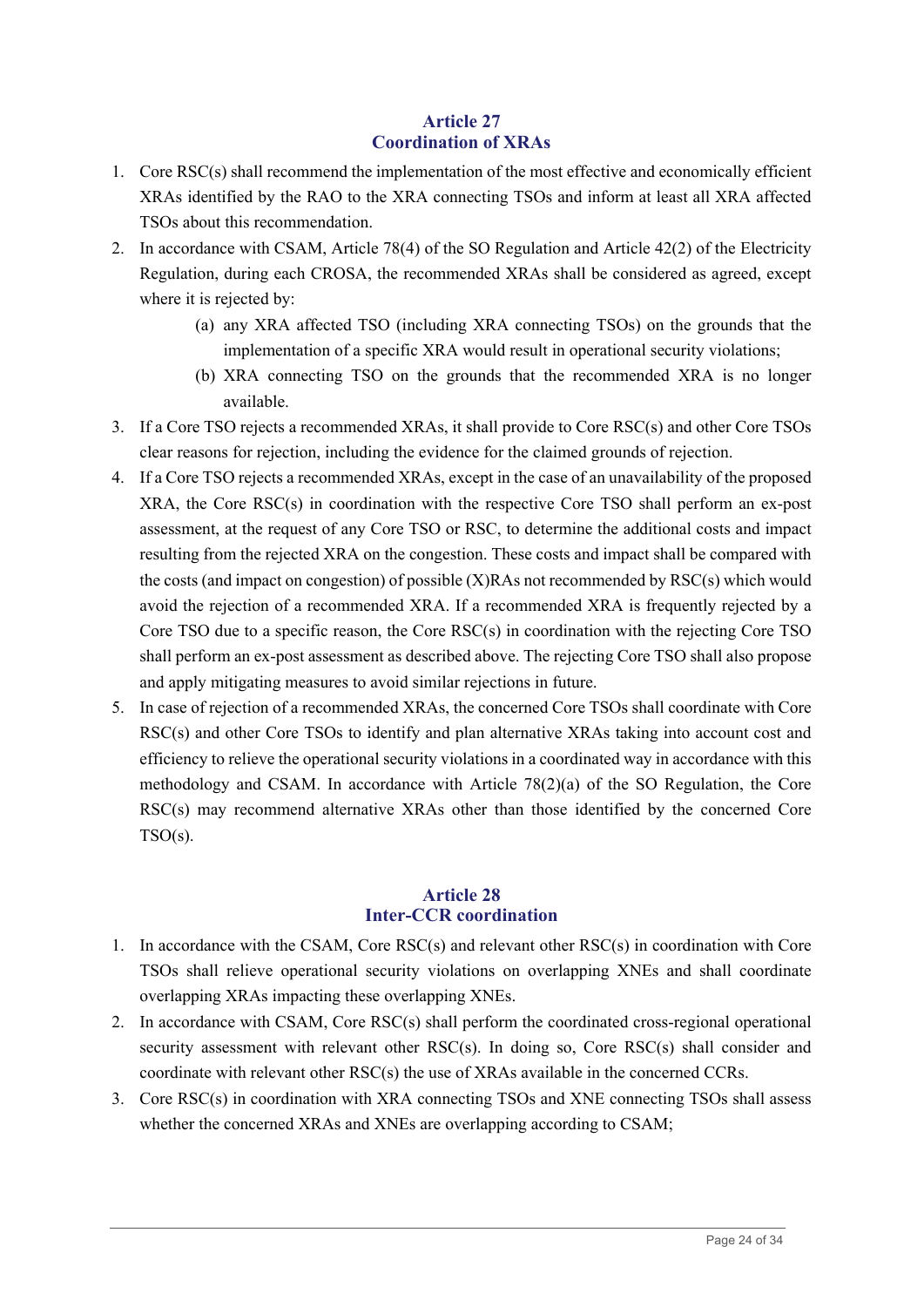## Article 27
## Coordination of XRAs

1. Core RSC(s) shall recommend the implementation of the most effective and economically efficient XRAs identified by the RAO to the XRA connecting TSOs and inform at least all XRA affected TSOs about this recommendation.
2. In accordance with CSAM, Article 78(4) of the SO Regulation and Article 42(2) of the Electricity Regulation, during each CROSA, the recommended XRAs shall be considered as agreed, except where it is rejected by:
   (a) any XRA affected TSO (including XRA connecting TSOs) on the grounds that the implementation of a specific XRA would result in operational security violations;
   (b) XRA connecting TSO on the grounds that the recommended XRA is no longer available.
3. If a Core TSO rejects a recommended XRAs, it shall provide to Core RSC(s) and other Core TSOs clear reasons for rejection, including the evidence for the claimed grounds of rejection.
4. If a Core TSO rejects a recommended XRAs, except in the case of an unavailability of the proposed XRA, the Core RSC(s) in coordination with the respective Core TSO shall perform an ex-post assessment, at the request of any Core TSO or RSC, to determine the additional costs and impact resulting from the rejected XRA on the congestion. These costs and impact shall be compared with the costs (and impact on congestion) of possible (X)RAs not recommended by RSC(s) which would avoid the rejection of a recommended XRA. If a recommended XRA is frequently rejected by a Core TSO due to a specific reason, the Core RSC(s) in coordination with the rejecting Core TSO shall perform an ex-post assessment as described above. The rejecting Core TSO shall also propose and apply mitigating measures to avoid similar rejections in future.
5. In case of rejection of a recommended XRAs, the concerned Core TSOs shall coordinate with Core RSC(s) and other Core TSOs to identify and plan alternative XRAs taking into account cost and efficiency to relieve the operational security violations in a coordinated way in accordance with this methodology and CSAM. In accordance with Article 78(2)(a) of the SO Regulation, the Core RSC(s) may recommend alternative XRAs other than those identified by the concerned Core TSO(s).

## Article 28
## Inter-CCR coordination

1. In accordance with the CSAM, Core RSC(s) and relevant other RSC(s) in coordination with Core TSOs shall relieve operational security violations on overlapping XNEs and shall coordinate overlapping XRAs impacting these overlapping XNEs.
2. In accordance with CSAM, Core RSC(s) shall perform the coordinated cross-regional operational security assessment with relevant other RSC(s). In doing so, Core RSC(s) shall consider and coordinate with relevant other RSC(s) the use of XRAs available in the concerned CCRs.
3. Core RSC(s) in coordination with XRA connecting TSOs and XNE connecting TSOs shall assess whether the concerned XRAs and XNEs are overlapping according to CSAM;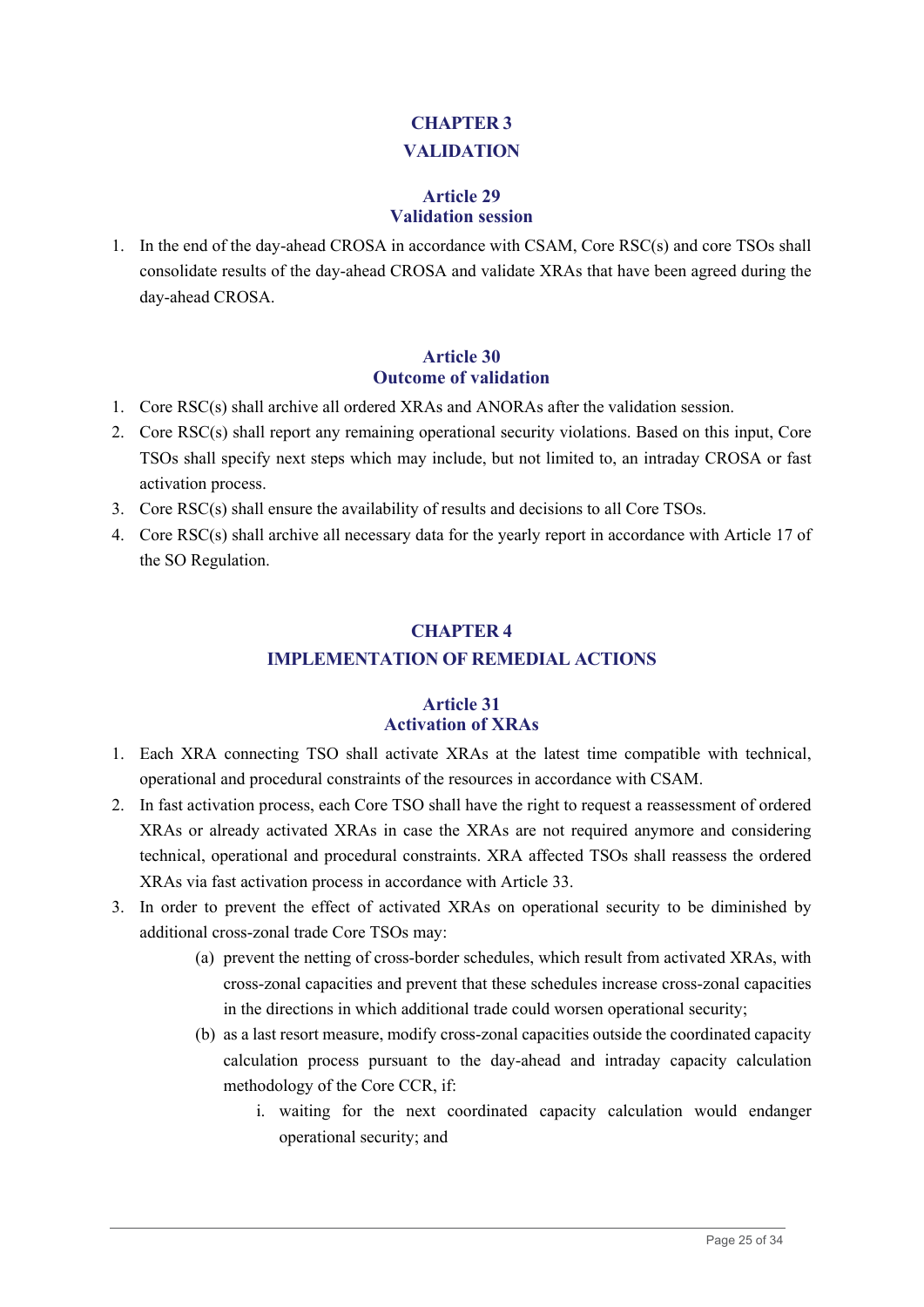# CHAPTER 3
# VALIDATION

## Article 29
## Validation session

1. In the end of the day-ahead CROSA in accordance with CSAM, Core RSC(s) and core TSOs shall consolidate results of the day-ahead CROSA and validate XRAs that have been agreed during the day-ahead CROSA.

## Article 30
## Outcome of validation

1. Core RSC(s) shall archive all ordered XRAs and ANORAs after the validation session.
2. Core RSC(s) shall report any remaining operational security violations. Based on this input, Core TSOs shall specify next steps which may include, but not limited to, an intraday CROSA or fast activation process.
3. Core RSC(s) shall ensure the availability of results and decisions to all Core TSOs.
4. Core RSC(s) shall archive all necessary data for the yearly report in accordance with Article 17 of the SO Regulation.

# CHAPTER 4
# IMPLEMENTATION OF REMEDIAL ACTIONS

## Article 31
## Activation of XRAs

1. Each XRA connecting TSO shall activate XRAs at the latest time compatible with technical, operational and procedural constraints of the resources in accordance with CSAM.
2. In fast activation process, each Core TSO shall have the right to request a reassessment of ordered XRAs or already activated XRAs in case the XRAs are not required anymore and considering technical, operational and procedural constraints. XRA affected TSOs shall reassess the ordered XRAs via fast activation process in accordance with Article 33.
3. In order to prevent the effect of activated XRAs on operational security to be diminished by additional cross-zonal trade Core TSOs may:
   (a) prevent the netting of cross-border schedules, which result from activated XRAs, with cross-zonal capacities and prevent that these schedules increase cross-zonal capacities in the directions in which additional trade could worsen operational security;
   (b) as a last resort measure, modify cross-zonal capacities outside the coordinated capacity calculation process pursuant to the day-ahead and intraday capacity calculation methodology of the Core CCR, if:
      i. waiting for the next coordinated capacity calculation would endanger operational security; and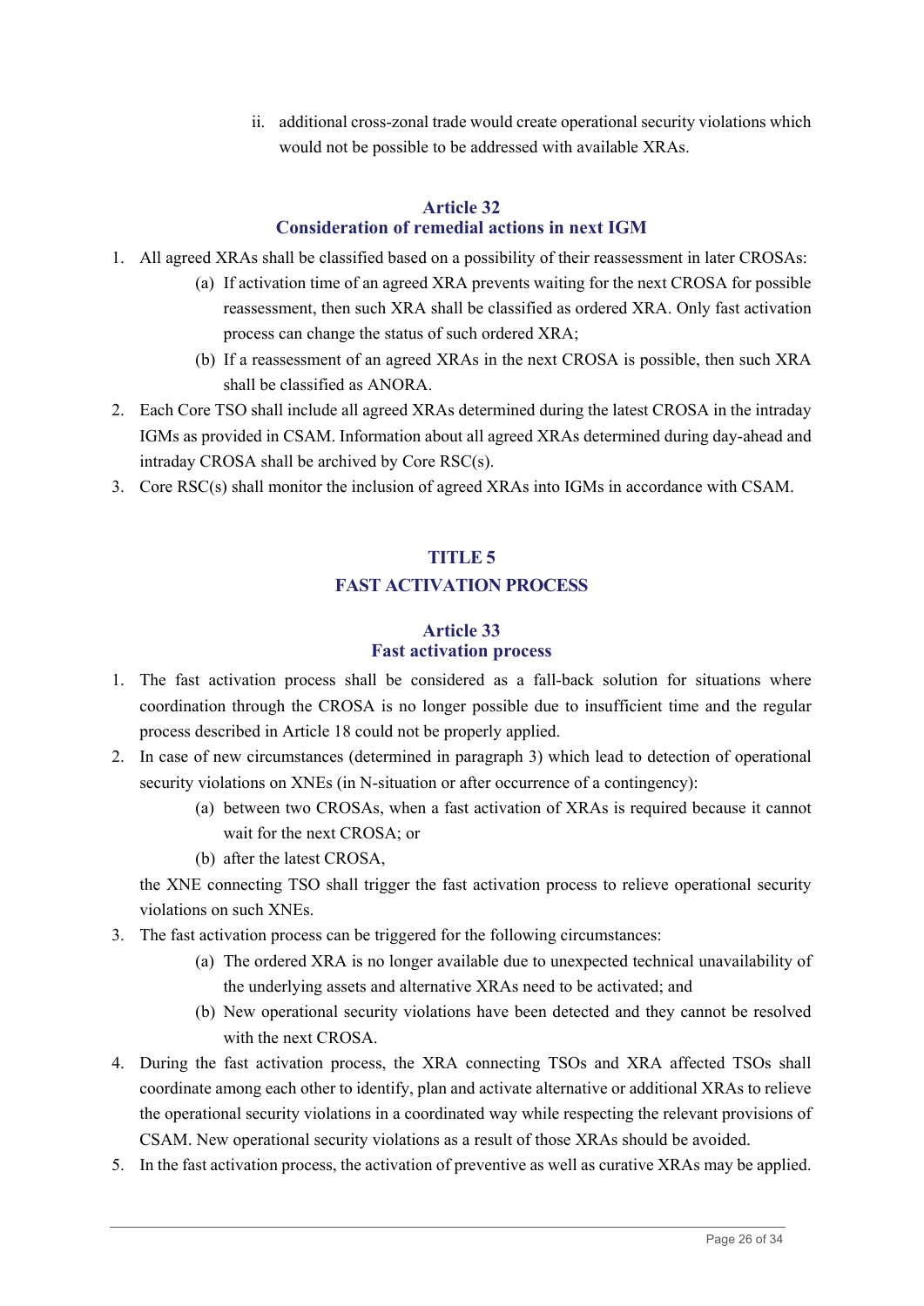ii. additional cross-zonal trade would create operational security violations which would not be possible to be addressed with available XRAs.

## Article 32
## Consideration of remedial actions in next IGM

1. All agreed XRAs shall be classified based on a possibility of their reassessment in later CROSAs:
   (a) If activation time of an agreed XRA prevents waiting for the next CROSA for possible reassessment, then such XRA shall be classified as ordered XRA. Only fast activation process can change the status of such ordered XRA;
   (b) If a reassessment of an agreed XRAs in the next CROSA is possible, then such XRA shall be classified as ANORA.
2. Each Core TSO shall include all agreed XRAs determined during the latest CROSA in the intraday IGMs as provided in CSAM. Information about all agreed XRAs determined during day-ahead and intraday CROSA shall be archived by Core RSC(s).
3. Core RSC(s) shall monitor the inclusion of agreed XRAs into IGMs in accordance with CSAM.

# TITLE 5
# FAST ACTIVATION PROCESS

## Article 33
## Fast activation process

1. The fast activation process shall be considered as a fall-back solution for situations where coordination through the CROSA is no longer possible due to insufficient time and the regular process described in Article 18 could not be properly applied.
2. In case of new circumstances (determined in paragraph 3) which lead to detection of operational security violations on XNEs (in N-situation or after occurrence of a contingency):
   (a) between two CROSAs, when a fast activation of XRAs is required because it cannot wait for the next CROSA; or
   (b) after the latest CROSA,

   the XNE connecting TSO shall trigger the fast activation process to relieve operational security violations on such XNEs.
3. The fast activation process can be triggered for the following circumstances:
   (a) The ordered XRA is no longer available due to unexpected technical unavailability of the underlying assets and alternative XRAs need to be activated; and
   (b) New operational security violations have been detected and they cannot be resolved with the next CROSA.
4. During the fast activation process, the XRA connecting TSOs and XRA affected TSOs shall coordinate among each other to identify, plan and activate alternative or additional XRAs to relieve the operational security violations in a coordinated way while respecting the relevant provisions of CSAM. New operational security violations as a result of those XRAs should be avoided.
5. In the fast activation process, the activation of preventive as well as curative XRAs may be applied.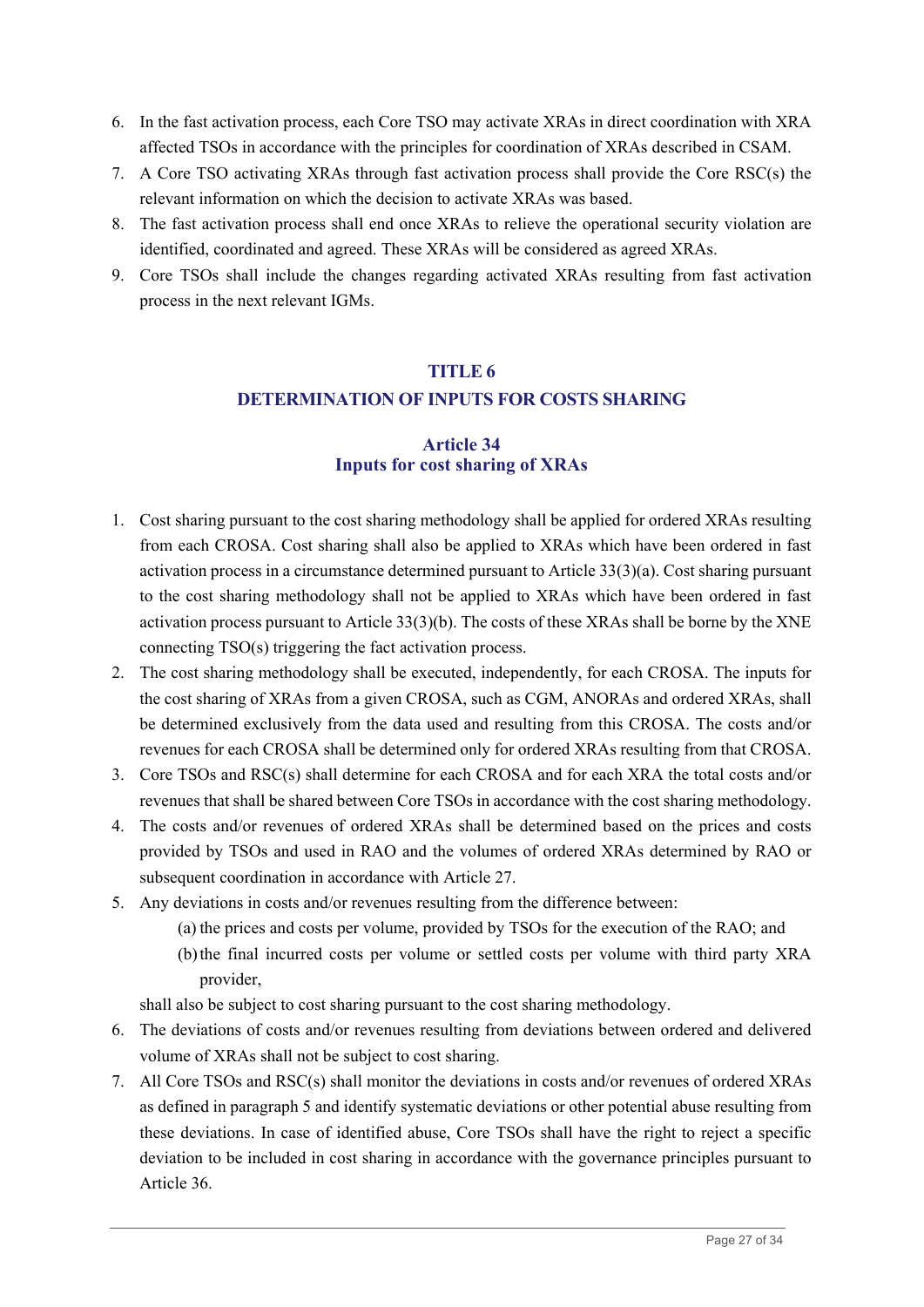6. In the fast activation process, each Core TSO may activate XRAs in direct coordination with XRA affected TSOs in accordance with the principles for coordination of XRAs described in CSAM.
7. A Core TSO activating XRAs through fast activation process shall provide the Core RSC(s) the relevant information on which the decision to activate XRAs was based.
8. The fast activation process shall end once XRAs to relieve the operational security violation are identified, coordinated and agreed. These XRAs will be considered as agreed XRAs.
9. Core TSOs shall include the changes regarding activated XRAs resulting from fast activation process in the next relevant IGMs.

# TITLE 6
# DETERMINATION OF INPUTS FOR COSTS SHARING

## Article 34
## Inputs for cost sharing of XRAs

1. Cost sharing pursuant to the cost sharing methodology shall be applied for ordered XRAs resulting from each CROSA. Cost sharing shall also be applied to XRAs which have been ordered in fast activation process in a circumstance determined pursuant to Article 33(3)(a). Cost sharing pursuant to the cost sharing methodology shall not be applied to XRAs which have been ordered in fast activation process pursuant to Article 33(3)(b). The costs of these XRAs shall be borne by the XNE connecting TSO(s) triggering the fact activation process.
2. The cost sharing methodology shall be executed, independently, for each CROSA. The inputs for the cost sharing of XRAs from a given CROSA, such as CGM, ANORAs and ordered XRAs, shall be determined exclusively from the data used and resulting from this CROSA. The costs and/or revenues for each CROSA shall be determined only for ordered XRAs resulting from that CROSA.
3. Core TSOs and RSC(s) shall determine for each CROSA and for each XRA the total costs and/or revenues that shall be shared between Core TSOs in accordance with the cost sharing methodology.
4. The costs and/or revenues of ordered XRAs shall be determined based on the prices and costs provided by TSOs and used in RAO and the volumes of ordered XRAs determined by RAO or subsequent coordination in accordance with Article 27.
5. Any deviations in costs and/or revenues resulting from the difference between:
   (a) the prices and costs per volume, provided by TSOs for the execution of the RAO; and
   (b) the final incurred costs per volume or settled costs per volume with third party XRA provider,

   shall also be subject to cost sharing pursuant to the cost sharing methodology.
6. The deviations of costs and/or revenues resulting from deviations between ordered and delivered volume of XRAs shall not be subject to cost sharing.
7. All Core TSOs and RSC(s) shall monitor the deviations in costs and/or revenues of ordered XRAs as defined in paragraph 5 and identify systematic deviations or other potential abuse resulting from these deviations. In case of identified abuse, Core TSOs shall have the right to reject a specific deviation to be included in cost sharing in accordance with the governance principles pursuant to Article 36.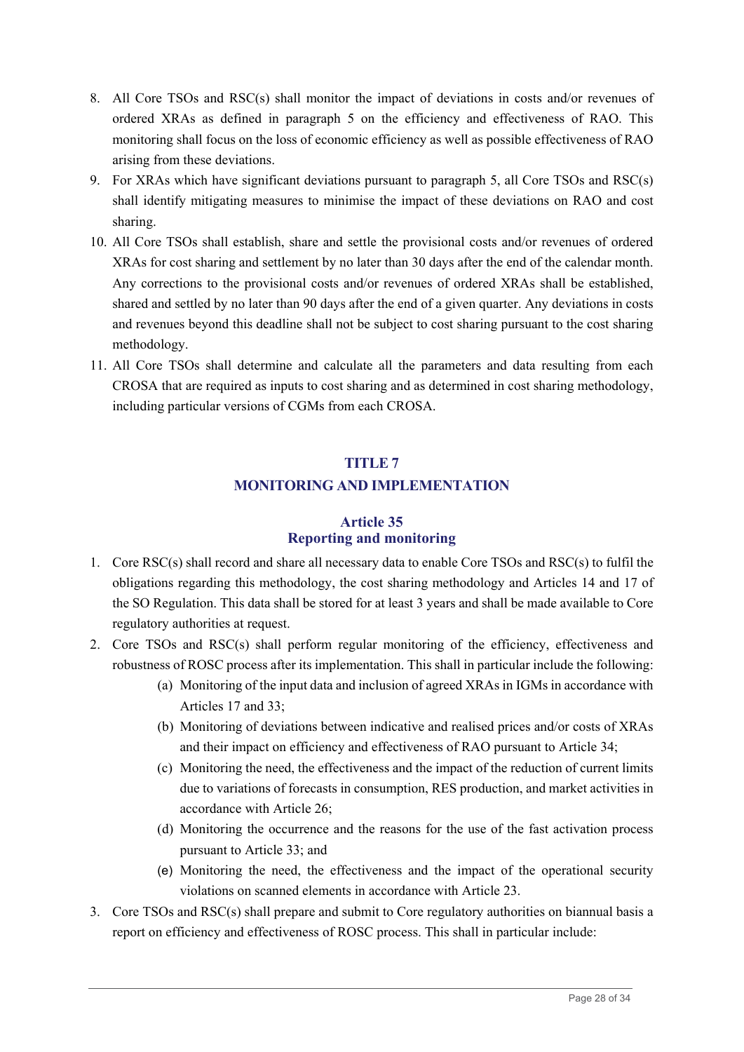8. All Core TSOs and RSC(s) shall monitor the impact of deviations in costs and/or revenues of ordered XRAs as defined in paragraph 5 on the efficiency and effectiveness of RAO. This monitoring shall focus on the loss of economic efficiency as well as possible effectiveness of RAO arising from these deviations.
9. For XRAs which have significant deviations pursuant to paragraph 5, all Core TSOs and RSC(s) shall identify mitigating measures to minimise the impact of these deviations on RAO and cost sharing.
10. All Core TSOs shall establish, share and settle the provisional costs and/or revenues of ordered XRAs for cost sharing and settlement by no later than 30 days after the end of the calendar month. Any corrections to the provisional costs and/or revenues of ordered XRAs shall be established, shared and settled by no later than 90 days after the end of a given quarter. Any deviations in costs and revenues beyond this deadline shall not be subject to cost sharing pursuant to the cost sharing methodology.
11. All Core TSOs shall determine and calculate all the parameters and data resulting from each CROSA that are required as inputs to cost sharing and as determined in cost sharing methodology, including particular versions of CGMs from each CROSA.

# TITLE 7
# MONITORING AND IMPLEMENTATION

## Article 35
## Reporting and monitoring

1. Core RSC(s) shall record and share all necessary data to enable Core TSOs and RSC(s) to fulfil the obligations regarding this methodology, the cost sharing methodology and Articles 14 and 17 of the SO Regulation. This data shall be stored for at least 3 years and shall be made available to Core regulatory authorities at request.
2. Core TSOs and RSC(s) shall perform regular monitoring of the efficiency, effectiveness and robustness of ROSC process after its implementation. This shall in particular include the following:
    (a) Monitoring of the input data and inclusion of agreed XRAs in IGMs in accordance with Articles 17 and 33;
    (b) Monitoring of deviations between indicative and realised prices and/or costs of XRAs and their impact on efficiency and effectiveness of RAO pursuant to Article 34;
    (c) Monitoring the need, the effectiveness and the impact of the reduction of current limits due to variations of forecasts in consumption, RES production, and market activities in accordance with Article 26;
    (d) Monitoring the occurrence and the reasons for the use of the fast activation process pursuant to Article 33; and
    (e) Monitoring the need, the effectiveness and the impact of the operational security violations on scanned elements in accordance with Article 23.
3. Core TSOs and RSC(s) shall prepare and submit to Core regulatory authorities on biannual basis a report on efficiency and effectiveness of ROSC process. This shall in particular include: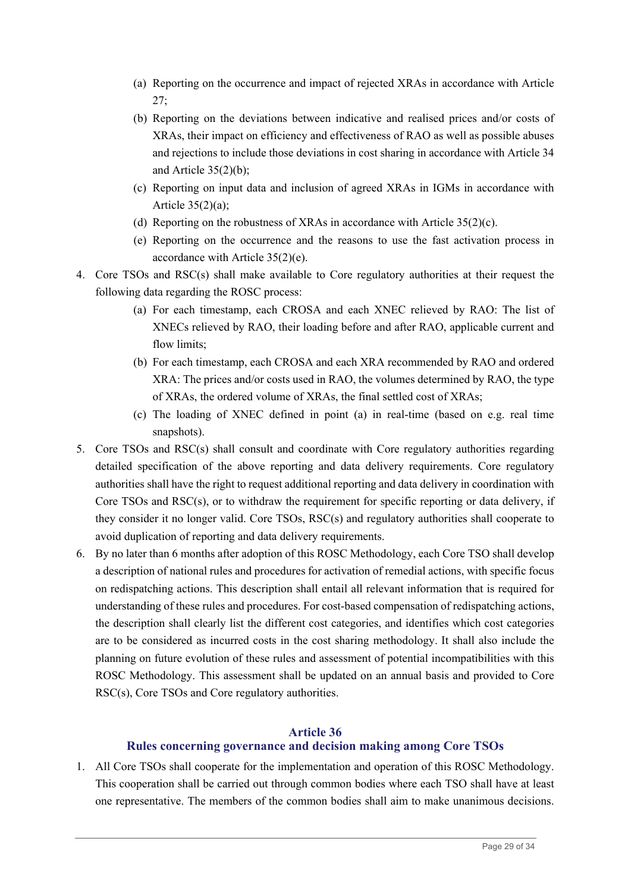(a) Reporting on the occurrence and impact of rejected XRAs in accordance with Article 27;

(b) Reporting on the deviations between indicative and realised prices and/or costs of XRAs, their impact on efficiency and effectiveness of RAO as well as possible abuses and rejections to include those deviations in cost sharing in accordance with Article 34 and Article 35(2)(b);

(c) Reporting on input data and inclusion of agreed XRAs in IGMs in accordance with Article 35(2)(a);

(d) Reporting on the robustness of XRAs in accordance with Article 35(2)(c).

(e) Reporting on the occurrence and the reasons to use the fast activation process in accordance with Article 35(2)(e).

4. Core TSOs and RSC(s) shall make available to Core regulatory authorities at their request the following data regarding the ROSC process:

   (a) For each timestamp, each CROSA and each XNEC relieved by RAO: The list of XNECs relieved by RAO, their loading before and after RAO, applicable current and flow limits;

   (b) For each timestamp, each CROSA and each XRA recommended by RAO and ordered XRA: The prices and/or costs used in RAO, the volumes determined by RAO, the type of XRAs, the ordered volume of XRAs, the final settled cost of XRAs;

   (c) The loading of XNEC defined in point (a) in real-time (based on e.g. real time snapshots).

5. Core TSOs and RSC(s) shall consult and coordinate with Core regulatory authorities regarding detailed specification of the above reporting and data delivery requirements. Core regulatory authorities shall have the right to request additional reporting and data delivery in coordination with Core TSOs and RSC(s), or to withdraw the requirement for specific reporting or data delivery, if they consider it no longer valid. Core TSOs, RSC(s) and regulatory authorities shall cooperate to avoid duplication of reporting and data delivery requirements.

6. By no later than 6 months after adoption of this ROSC Methodology, each Core TSO shall develop a description of national rules and procedures for activation of remedial actions, with specific focus on redispatching actions. This description shall entail all relevant information that is required for understanding of these rules and procedures. For cost-based compensation of redispatching actions, the description shall clearly list the different cost categories, and identifies which cost categories are to be considered as incurred costs in the cost sharing methodology. It shall also include the planning on future evolution of these rules and assessment of potential incompatibilities with this ROSC Methodology. This assessment shall be updated on an annual basis and provided to Core RSC(s), Core TSOs and Core regulatory authorities.

## Article 36
## Rules concerning governance and decision making among Core TSOs

1. All Core TSOs shall cooperate for the implementation and operation of this ROSC Methodology. This cooperation shall be carried out through common bodies where each TSO shall have at least one representative. The members of the common bodies shall aim to make unanimous decisions.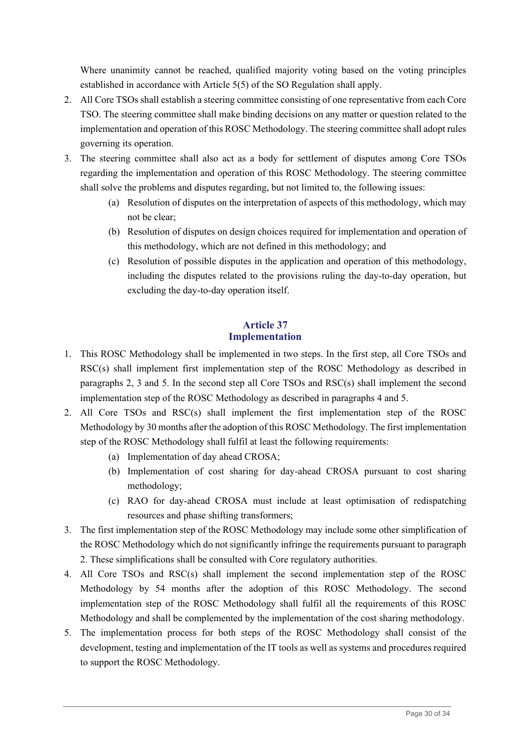Where unanimity cannot be reached, qualified majority voting based on the voting principles established in accordance with Article 5(5) of the SO Regulation shall apply.

2. All Core TSOs shall establish a steering committee consisting of one representative from each Core TSO. The steering committee shall make binding decisions on any matter or question related to the implementation and operation of this ROSC Methodology. The steering committee shall adopt rules governing its operation.
3. The steering committee shall also act as a body for settlement of disputes among Core TSOs regarding the implementation and operation of this ROSC Methodology. The steering committee shall solve the problems and disputes regarding, but not limited to, the following issues:
   (a) Resolution of disputes on the interpretation of aspects of this methodology, which may not be clear;
   (b) Resolution of disputes on design choices required for implementation and operation of this methodology, which are not defined in this methodology; and
   (c) Resolution of possible disputes in the application and operation of this methodology, including the disputes related to the provisions ruling the day-to-day operation, but excluding the day-to-day operation itself.

## Article 37
## Implementation

1. This ROSC Methodology shall be implemented in two steps. In the first step, all Core TSOs and RSC(s) shall implement first implementation step of the ROSC Methodology as described in paragraphs 2, 3 and 5. In the second step all Core TSOs and RSC(s) shall implement the second implementation step of the ROSC Methodology as described in paragraphs 4 and 5.
2. All Core TSOs and RSC(s) shall implement the first implementation step of the ROSC Methodology by 30 months after the adoption of this ROSC Methodology. The first implementation step of the ROSC Methodology shall fulfil at least the following requirements:
   (a) Implementation of day ahead CROSA;
   (b) Implementation of cost sharing for day-ahead CROSA pursuant to cost sharing methodology;
   (c) RAO for day-ahead CROSA must include at least optimisation of redispatching resources and phase shifting transformers;
3. The first implementation step of the ROSC Methodology may include some other simplification of the ROSC Methodology which do not significantly infringe the requirements pursuant to paragraph 2. These simplifications shall be consulted with Core regulatory authorities.
4. All Core TSOs and RSC(s) shall implement the second implementation step of the ROSC Methodology by 54 months after the adoption of this ROSC Methodology. The second implementation step of the ROSC Methodology shall fulfil all the requirements of this ROSC Methodology and shall be complemented by the implementation of the cost sharing methodology.
5. The implementation process for both steps of the ROSC Methodology shall consist of the development, testing and implementation of the IT tools as well as systems and procedures required to support the ROSC Methodology.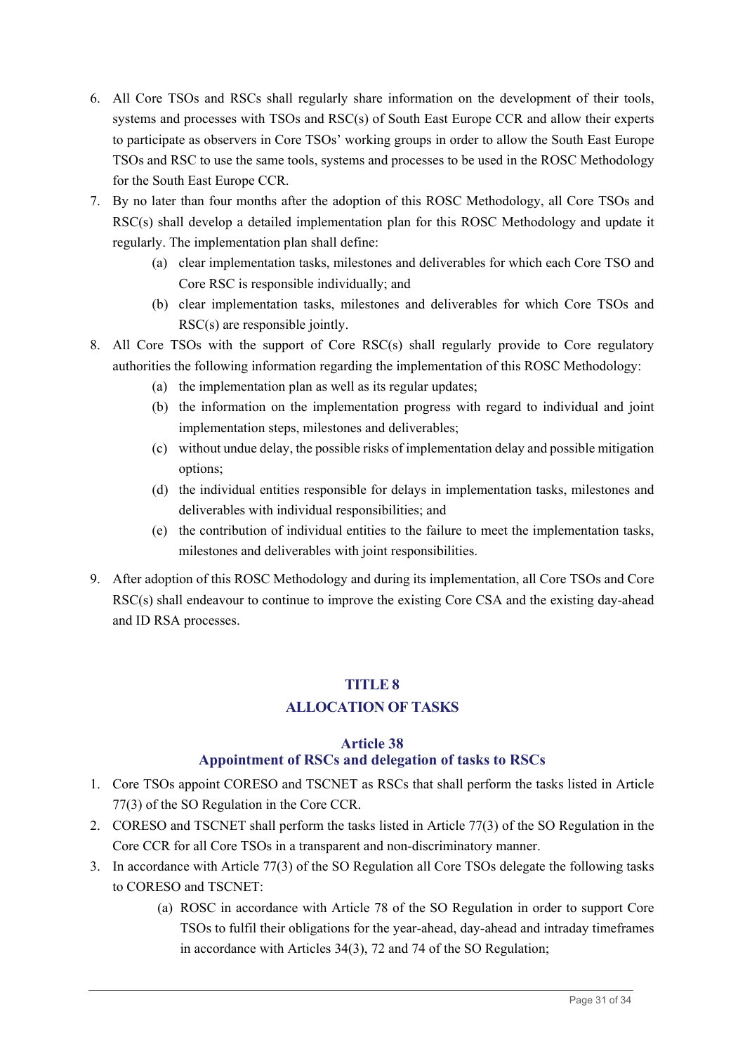6. All Core TSOs and RSCs shall regularly share information on the development of their tools, systems and processes with TSOs and RSC(s) of South East Europe CCR and allow their experts to participate as observers in Core TSOs' working groups in order to allow the South East Europe TSOs and RSC to use the same tools, systems and processes to be used in the ROSC Methodology for the South East Europe CCR.
7. By no later than four months after the adoption of this ROSC Methodology, all Core TSOs and RSC(s) shall develop a detailed implementation plan for this ROSC Methodology and update it regularly. The implementation plan shall define:
   (a) clear implementation tasks, milestones and deliverables for which each Core TSO and Core RSC is responsible individually; and
   (b) clear implementation tasks, milestones and deliverables for which Core TSOs and RSC(s) are responsible jointly.
8. All Core TSOs with the support of Core RSC(s) shall regularly provide to Core regulatory authorities the following information regarding the implementation of this ROSC Methodology:
   (a) the implementation plan as well as its regular updates;
   (b) the information on the implementation progress with regard to individual and joint implementation steps, milestones and deliverables;
   (c) without undue delay, the possible risks of implementation delay and possible mitigation options;
   (d) the individual entities responsible for delays in implementation tasks, milestones and deliverables with individual responsibilities; and
   (e) the contribution of individual entities to the failure to meet the implementation tasks, milestones and deliverables with joint responsibilities.
9. After adoption of this ROSC Methodology and during its implementation, all Core TSOs and Core RSC(s) shall endeavour to continue to improve the existing Core CSA and the existing day-ahead and ID RSA processes.

## TITLE 8
## ALLOCATION OF TASKS

### Article 38
### Appointment of RSCs and delegation of tasks to RSCs

1. Core TSOs appoint CORESO and TSCNET as RSCs that shall perform the tasks listed in Article 77(3) of the SO Regulation in the Core CCR.
2. CORESO and TSCNET shall perform the tasks listed in Article 77(3) of the SO Regulation in the Core CCR for all Core TSOs in a transparent and non-discriminatory manner.
3. In accordance with Article 77(3) of the SO Regulation all Core TSOs delegate the following tasks to CORESO and TSCNET:
   (a) ROSC in accordance with Article 78 of the SO Regulation in order to support Core TSOs to fulfil their obligations for the year-ahead, day-ahead and intraday timeframes in accordance with Articles 34(3), 72 and 74 of the SO Regulation;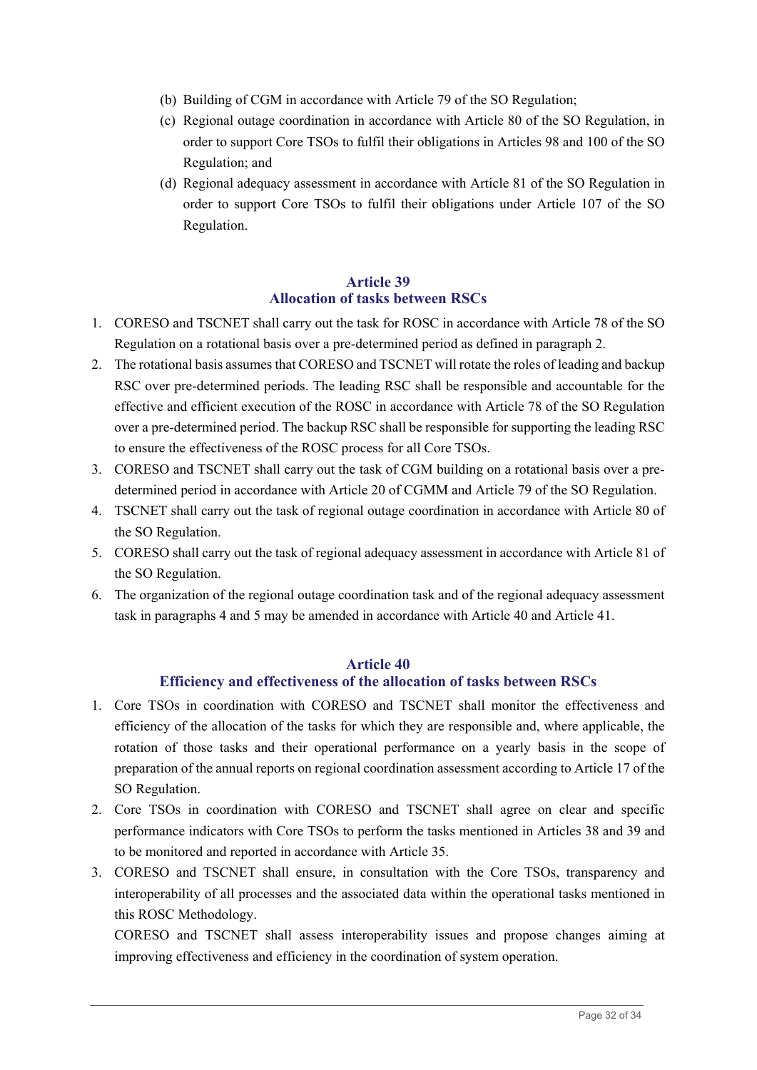(b) Building of CGM in accordance with Article 79 of the SO Regulation;

(c) Regional outage coordination in accordance with Article 80 of the SO Regulation, in order to support Core TSOs to fulfil their obligations in Articles 98 and 100 of the SO Regulation; and

(d) Regional adequacy assessment in accordance with Article 81 of the SO Regulation in order to support Core TSOs to fulfil their obligations under Article 107 of the SO Regulation.

## Article 39
## Allocation of tasks between RSCs

1. CORESO and TSCNET shall carry out the task for ROSC in accordance with Article 78 of the SO Regulation on a rotational basis over a pre-determined period as defined in paragraph 2.
2. The rotational basis assumes that CORESO and TSCNET will rotate the roles of leading and backup RSC over pre-determined periods. The leading RSC shall be responsible and accountable for the effective and efficient execution of the ROSC in accordance with Article 78 of the SO Regulation over a pre-determined period. The backup RSC shall be responsible for supporting the leading RSC to ensure the effectiveness of the ROSC process for all Core TSOs.
3. CORESO and TSCNET shall carry out the task of CGM building on a rotational basis over a pre-determined period in accordance with Article 20 of CGMM and Article 79 of the SO Regulation.
4. TSCNET shall carry out the task of regional outage coordination in accordance with Article 80 of the SO Regulation.
5. CORESO shall carry out the task of regional adequacy assessment in accordance with Article 81 of the SO Regulation.
6. The organization of the regional outage coordination task and of the regional adequacy assessment task in paragraphs 4 and 5 may be amended in accordance with Article 40 and Article 41.

## Article 40
## Efficiency and effectiveness of the allocation of tasks between RSCs

1. Core TSOs in coordination with CORESO and TSCNET shall monitor the effectiveness and efficiency of the allocation of the tasks for which they are responsible and, where applicable, the rotation of those tasks and their operational performance on a yearly basis in the scope of preparation of the annual reports on regional coordination assessment according to Article 17 of the SO Regulation.
2. Core TSOs in coordination with CORESO and TSCNET shall agree on clear and specific performance indicators with Core TSOs to perform the tasks mentioned in Articles 38 and 39 and to be monitored and reported in accordance with Article 35.
3. CORESO and TSCNET shall ensure, in consultation with the Core TSOs, transparency and interoperability of all processes and the associated data within the operational tasks mentioned in this ROSC Methodology.

   CORESO and TSCNET shall assess interoperability issues and propose changes aiming at improving effectiveness and efficiency in the coordination of system operation.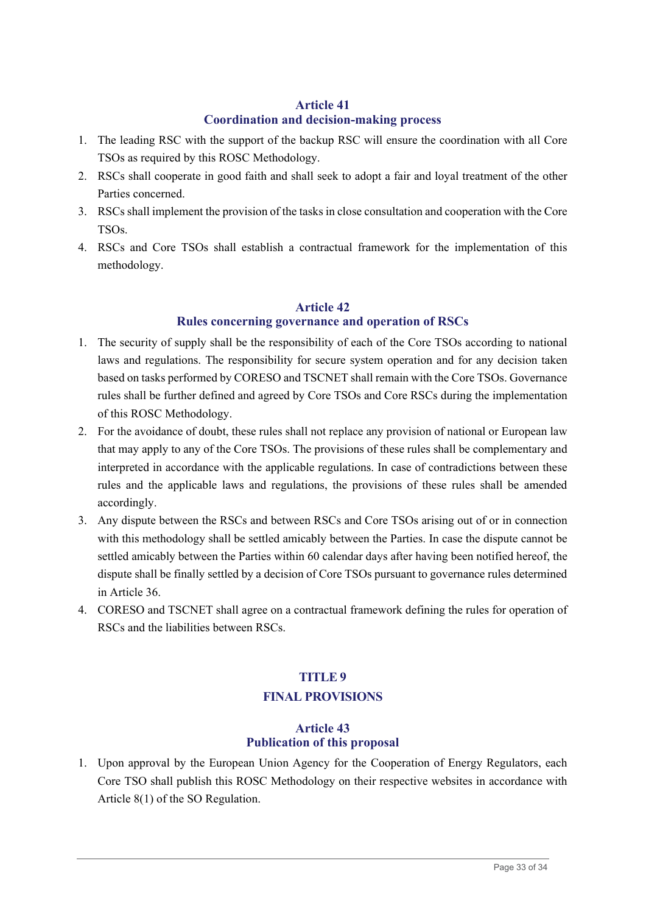## Article 41
## Coordination and decision-making process

1. The leading RSC with the support of the backup RSC will ensure the coordination with all Core TSOs as required by this ROSC Methodology.
2. RSCs shall cooperate in good faith and shall seek to adopt a fair and loyal treatment of the other Parties concerned.
3. RSCs shall implement the provision of the tasks in close consultation and cooperation with the Core TSOs.
4. RSCs and Core TSOs shall establish a contractual framework for the implementation of this methodology.

## Article 42
## Rules concerning governance and operation of RSCs

1. The security of supply shall be the responsibility of each of the Core TSOs according to national laws and regulations. The responsibility for secure system operation and for any decision taken based on tasks performed by CORESO and TSCNET shall remain with the Core TSOs. Governance rules shall be further defined and agreed by Core TSOs and Core RSCs during the implementation of this ROSC Methodology.
2. For the avoidance of doubt, these rules shall not replace any provision of national or European law that may apply to any of the Core TSOs. The provisions of these rules shall be complementary and interpreted in accordance with the applicable regulations. In case of contradictions between these rules and the applicable laws and regulations, the provisions of these rules shall be amended accordingly.
3. Any dispute between the RSCs and between RSCs and Core TSOs arising out of or in connection with this methodology shall be settled amicably between the Parties. In case the dispute cannot be settled amicably between the Parties within 60 calendar days after having been notified hereof, the dispute shall be finally settled by a decision of Core TSOs pursuant to governance rules determined in Article 36.
4. CORESO and TSCNET shall agree on a contractual framework defining the rules for operation of RSCs and the liabilities between RSCs.

# TITLE 9
# FINAL PROVISIONS

## Article 43
## Publication of this proposal

1. Upon approval by the European Union Agency for the Cooperation of Energy Regulators, each Core TSO shall publish this ROSC Methodology on their respective websites in accordance with Article 8(1) of the SO Regulation.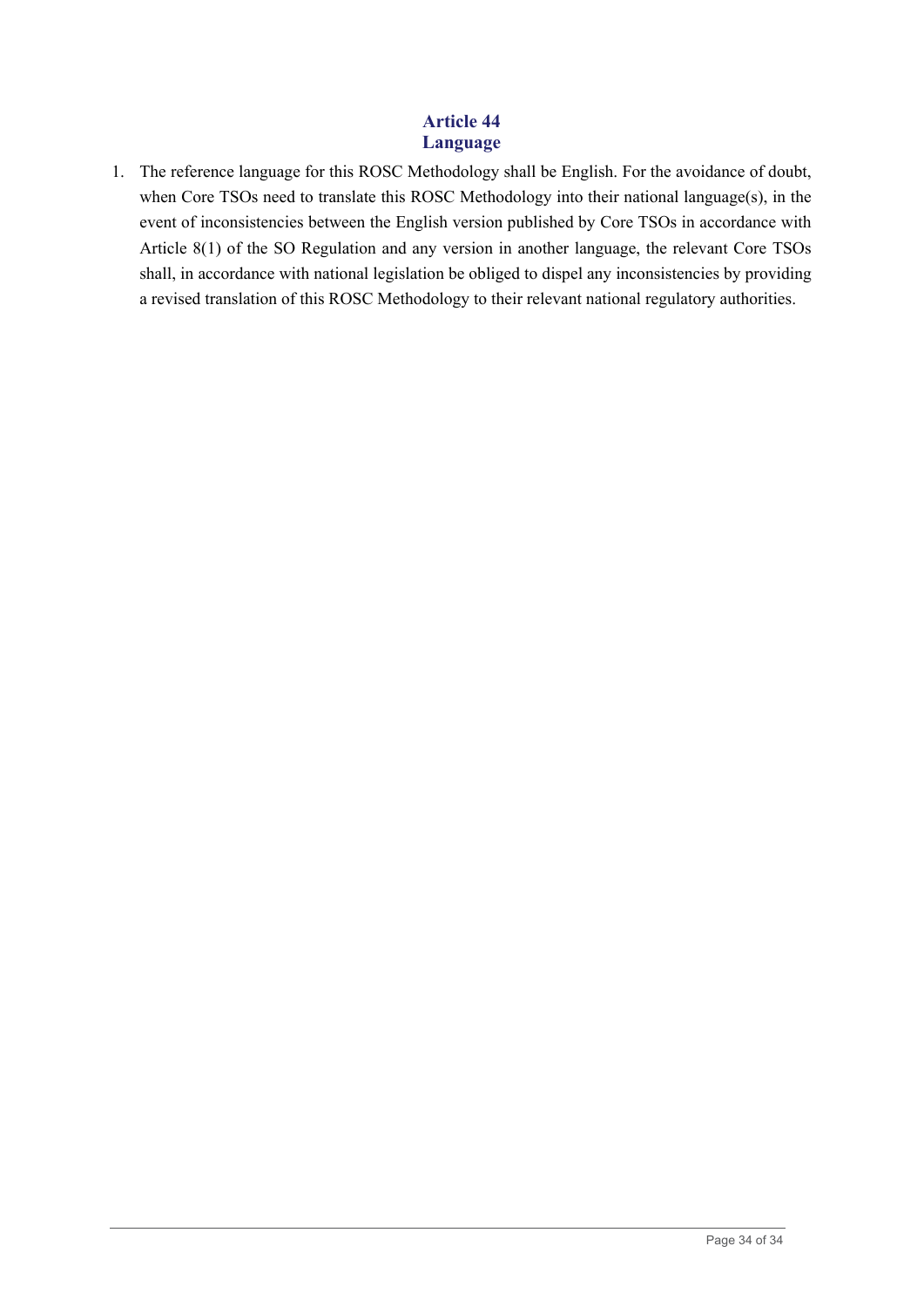## Article 44
## Language

1. The reference language for this ROSC Methodology shall be English. For the avoidance of doubt, when Core TSOs need to translate this ROSC Methodology into their national language(s), in the event of inconsistencies between the English version published by Core TSOs in accordance with Article 8(1) of the SO Regulation and any version in another language, the relevant Core TSOs shall, in accordance with national legislation be obliged to dispel any inconsistencies by providing a revised translation of this ROSC Methodology to their relevant national regulatory authorities.